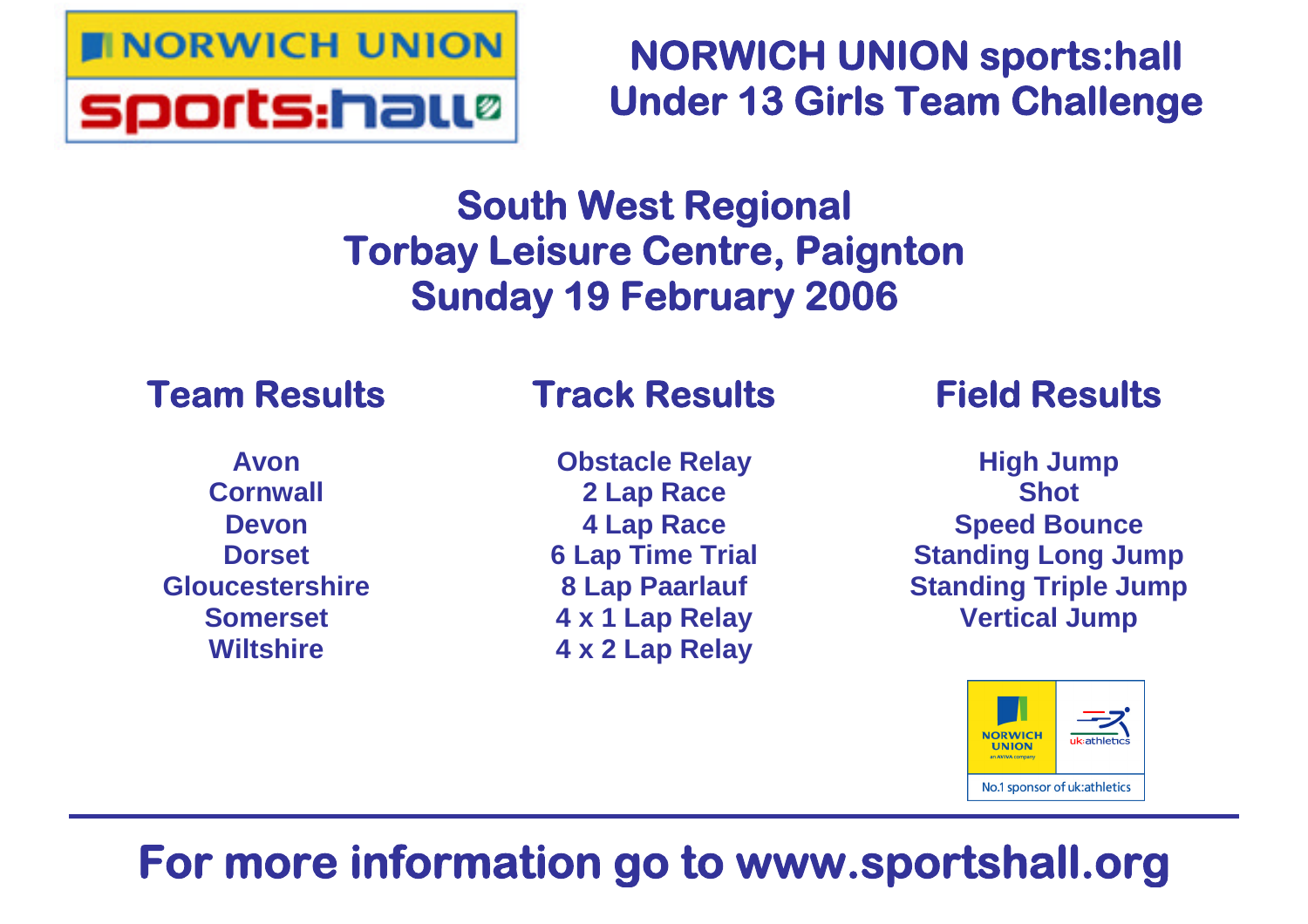# NORWICH UNION sports:hall Under 13 Girls Team Challenge

## South West Regional
## Torbay Leisure Centre, Paignton
## Sunday 19 February 2006

### Team Results

Avon
Cornwall
Devon
Dorset
Gloucestershire
Somerset
Wiltshire

### Track Results

Obstacle Relay
2 Lap Race
4 Lap Race
6 Lap Time Trial
8 Lap Paarlauf
4 x 1 Lap Relay
4 x 2 Lap Relay

### Field Results

High Jump
Shot
Speed Bounce
Standing Long Jump
Standing Triple Jump
Vertical Jump

NORWICH UNION an AVIVA company | uk:athletics
No.1 sponsor of uk:athletics

---

**For more information go to www.sportshall.org**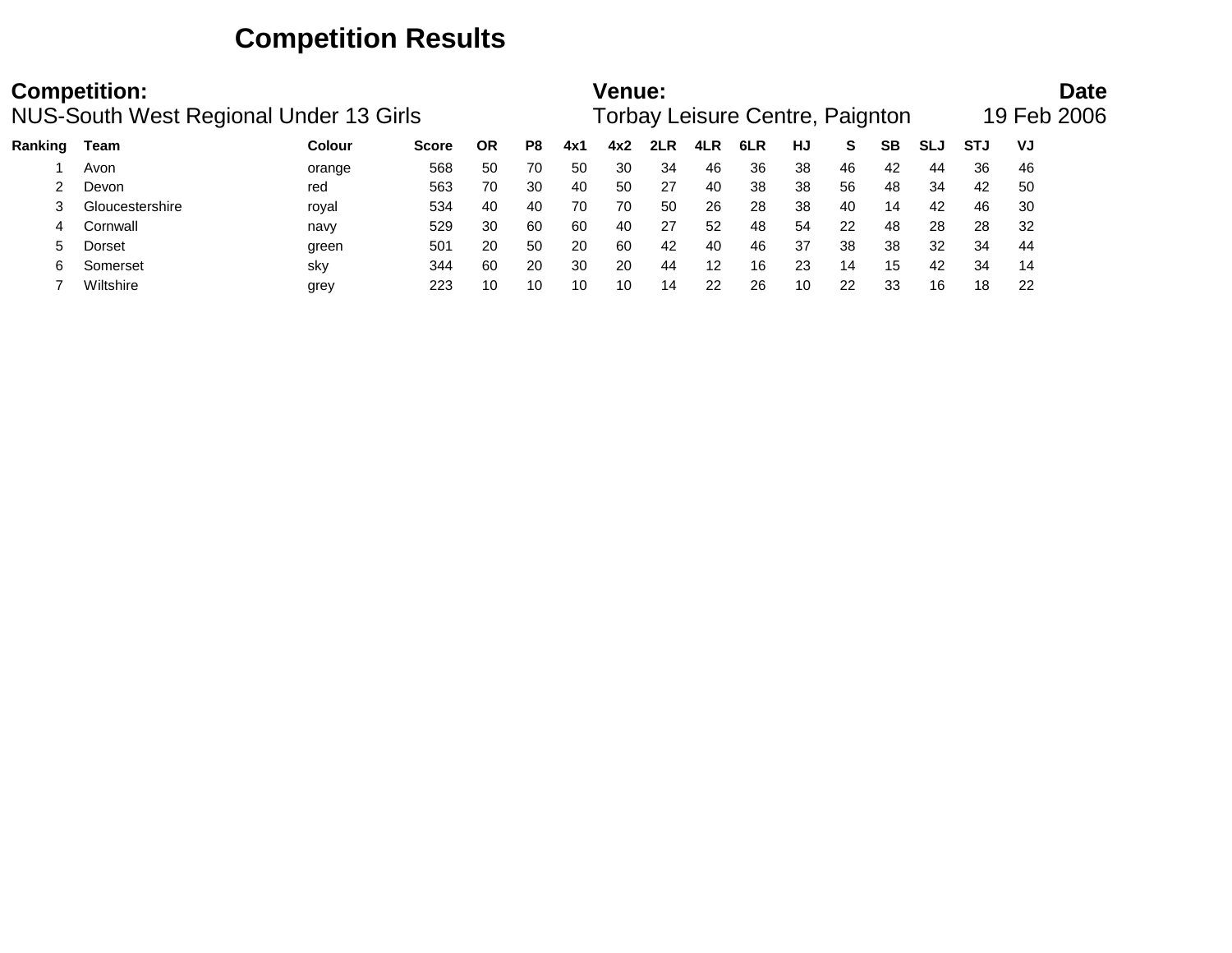# Competition Results

**Competition:** NUS-South West Regional Under 13 Girls

**Venue:** Torbay Leisure Centre, Paignton

**Date** 19 Feb 2006

| Ranking | Team | Colour | Score | OR | P8 | 4x1 | 4x2 | 2LR | 4LR | 6LR | HJ | S | SB | SLJ | STJ | VJ |
|---|---|---|---|---|---|---|---|---|---|---|---|---|---|---|---|---|
| 1 | Avon | orange | 568 | 50 | 70 | 50 | 30 | 34 | 46 | 36 | 38 | 46 | 42 | 44 | 36 | 46 |
| 2 | Devon | red | 563 | 70 | 30 | 40 | 50 | 27 | 40 | 38 | 38 | 56 | 48 | 34 | 42 | 50 |
| 3 | Gloucestershire | royal | 534 | 40 | 40 | 70 | 70 | 50 | 26 | 28 | 38 | 40 | 14 | 42 | 46 | 30 |
| 4 | Cornwall | navy | 529 | 30 | 60 | 60 | 40 | 27 | 52 | 48 | 54 | 22 | 48 | 28 | 28 | 32 |
| 5 | Dorset | green | 501 | 20 | 50 | 20 | 60 | 42 | 40 | 46 | 37 | 38 | 38 | 32 | 34 | 44 |
| 6 | Somerset | sky | 344 | 60 | 20 | 30 | 20 | 44 | 12 | 16 | 23 | 14 | 15 | 42 | 34 | 14 |
| 7 | Wiltshire | grey | 223 | 10 | 10 | 10 | 10 | 14 | 22 | 26 | 10 | 22 | 33 | 16 | 18 | 22 |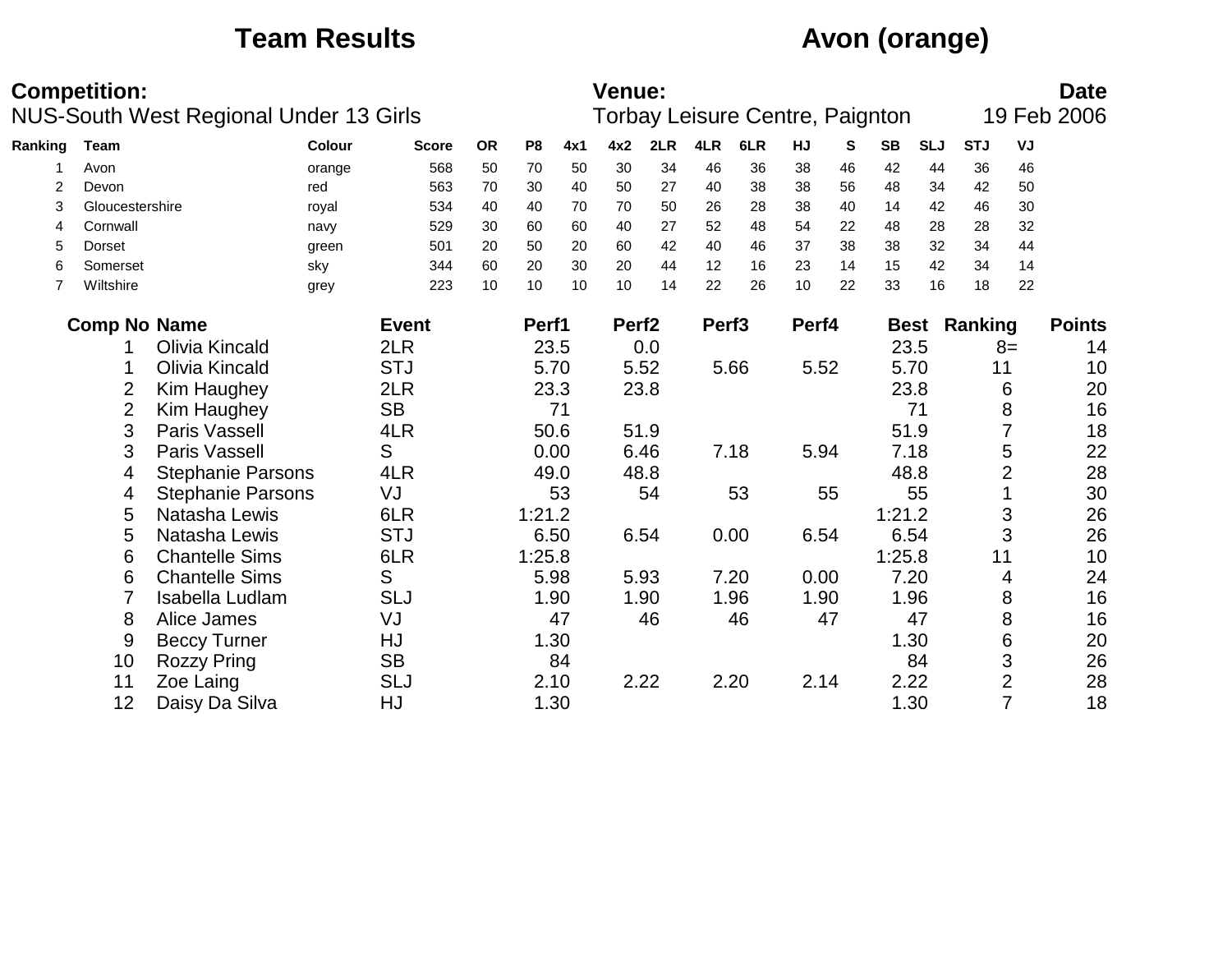# Team Results — Avon (orange)

**Competition:**
NUS-South West Regional Under 13 Girls

**Venue:**
Torbay Leisure Centre, Paignton

**Date**
19 Feb 2006

| Ranking | Team | Colour | Score | OR | P8 | 4x1 | 4x2 | 2LR | 4LR | 6LR | HJ | S | SB | SLJ | STJ | VJ |
|---|---|---|---|---|---|---|---|---|---|---|---|---|---|---|---|---|
| 1 | Avon | orange | 568 | 50 | 70 | 50 | 30 | 34 | 46 | 36 | 38 | 46 | 42 | 44 | 36 | 46 |
| 2 | Devon | red | 563 | 70 | 30 | 40 | 50 | 27 | 40 | 38 | 38 | 56 | 48 | 34 | 42 | 50 |
| 3 | Gloucestershire | royal | 534 | 40 | 40 | 70 | 70 | 50 | 26 | 28 | 38 | 40 | 14 | 42 | 46 | 30 |
| 4 | Cornwall | navy | 529 | 30 | 60 | 60 | 40 | 27 | 52 | 48 | 54 | 22 | 48 | 28 | 28 | 32 |
| 5 | Dorset | green | 501 | 20 | 50 | 20 | 60 | 42 | 40 | 46 | 37 | 38 | 38 | 32 | 34 | 44 |
| 6 | Somerset | sky | 344 | 60 | 20 | 30 | 20 | 44 | 12 | 16 | 23 | 14 | 15 | 42 | 34 | 14 |
| 7 | Wiltshire | grey | 223 | 10 | 10 | 10 | 10 | 14 | 22 | 26 | 10 | 22 | 33 | 16 | 18 | 22 |

| Comp No | Name | Event | Perf1 | Perf2 | Perf3 | Perf4 | Best | Ranking | Points |
|---|---|---|---|---|---|---|---|---|---|
| 1 | Olivia Kincald | 2LR | 23.5 | 0.0 | | | 23.5 | 8= | 14 |
| 1 | Olivia Kincald | STJ | 5.70 | 5.52 | 5.66 | 5.52 | 5.70 | 11 | 10 |
| 2 | Kim Haughey | 2LR | 23.3 | 23.8 | | | 23.8 | 6 | 20 |
| 2 | Kim Haughey | SB | 71 | | | | 71 | 8 | 16 |
| 3 | Paris Vassell | 4LR | 50.6 | 51.9 | | | 51.9 | 7 | 18 |
| 3 | Paris Vassell | S | 0.00 | 6.46 | 7.18 | 5.94 | 7.18 | 5 | 22 |
| 4 | Stephanie Parsons | 4LR | 49.0 | 48.8 | | | 48.8 | 2 | 28 |
| 4 | Stephanie Parsons | VJ | 53 | 54 | 53 | 55 | 55 | 1 | 30 |
| 5 | Natasha Lewis | 6LR | 1:21.2 | | | | 1:21.2 | 3 | 26 |
| 5 | Natasha Lewis | STJ | 6.50 | 6.54 | 0.00 | 6.54 | 6.54 | 3 | 26 |
| 6 | Chantelle Sims | 6LR | 1:25.8 | | | | 1:25.8 | 11 | 10 |
| 6 | Chantelle Sims | S | 5.98 | 5.93 | 7.20 | 0.00 | 7.20 | 4 | 24 |
| 7 | Isabella Ludlam | SLJ | 1.90 | 1.90 | 1.96 | 1.90 | 1.96 | 8 | 16 |
| 8 | Alice James | VJ | 47 | 46 | 46 | 47 | 47 | 8 | 16 |
| 9 | Beccy Turner | HJ | 1.30 | | | | 1.30 | 6 | 20 |
| 10 | Rozzy Pring | SB | 84 | | | | 84 | 3 | 26 |
| 11 | Zoe Laing | SLJ | 2.10 | 2.22 | 2.20 | 2.14 | 2.22 | 2 | 28 |
| 12 | Daisy Da Silva | HJ | 1.30 | | | | 1.30 | 7 | 18 |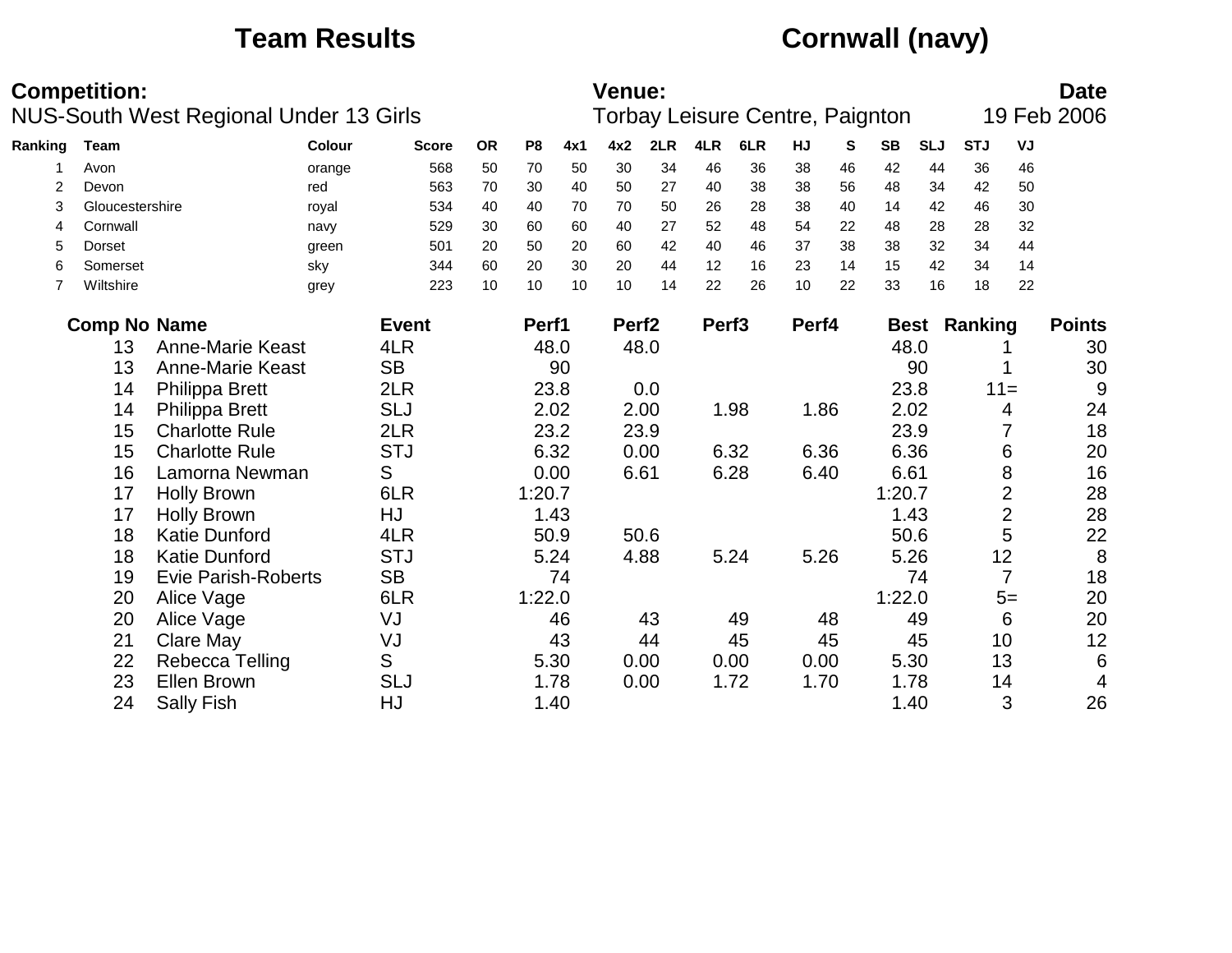# Team Results — Cornwall (navy)

**Competition:**
NUS-South West Regional Under 13 Girls

**Venue:**
Torbay Leisure Centre, Paignton

**Date**
19 Feb 2006

| Ranking | Team | Colour | Score | OR | P8 | 4x1 | 4x2 | 2LR | 4LR | 6LR | HJ | S | SB | SLJ | STJ | VJ |
|---|---|---|---|---|---|---|---|---|---|---|---|---|---|---|---|---|
| 1 | Avon | orange | 568 | 50 | 70 | 50 | 30 | 34 | 46 | 36 | 38 | 46 | 42 | 44 | 36 | 46 |
| 2 | Devon | red | 563 | 70 | 30 | 40 | 50 | 27 | 40 | 38 | 38 | 56 | 48 | 34 | 42 | 50 |
| 3 | Gloucestershire | royal | 534 | 40 | 40 | 70 | 70 | 50 | 26 | 28 | 38 | 40 | 14 | 42 | 46 | 30 |
| 4 | Cornwall | navy | 529 | 30 | 60 | 60 | 40 | 27 | 52 | 48 | 54 | 22 | 48 | 28 | 28 | 32 |
| 5 | Dorset | green | 501 | 20 | 50 | 20 | 60 | 42 | 40 | 46 | 37 | 38 | 38 | 32 | 34 | 44 |
| 6 | Somerset | sky | 344 | 60 | 20 | 30 | 20 | 44 | 12 | 16 | 23 | 14 | 15 | 42 | 34 | 14 |
| 7 | Wiltshire | grey | 223 | 10 | 10 | 10 | 10 | 14 | 22 | 26 | 10 | 22 | 33 | 16 | 18 | 22 |

| Comp No | Name | Event | Perf1 | Perf2 | Perf3 | Perf4 | Best | Ranking | Points |
|---|---|---|---|---|---|---|---|---|---|
| 13 | Anne-Marie Keast | 4LR | 48.0 | 48.0 | | | 48.0 | 1 | 30 |
| 13 | Anne-Marie Keast | SB | 90 | | | | 90 | 1 | 30 |
| 14 | Philippa Brett | 2LR | 23.8 | 0.0 | | | 23.8 | 11= | 9 |
| 14 | Philippa Brett | SLJ | 2.02 | 2.00 | 1.98 | 1.86 | 2.02 | 4 | 24 |
| 15 | Charlotte Rule | 2LR | 23.2 | 23.9 | | | 23.9 | 7 | 18 |
| 15 | Charlotte Rule | STJ | 6.32 | 0.00 | 6.32 | 6.36 | 6.36 | 6 | 20 |
| 16 | Lamorna Newman | S | 0.00 | 6.61 | 6.28 | 6.40 | 6.61 | 8 | 16 |
| 17 | Holly Brown | 6LR | 1:20.7 | | | | 1:20.7 | 2 | 28 |
| 17 | Holly Brown | HJ | 1.43 | | | | 1.43 | 2 | 28 |
| 18 | Katie Dunford | 4LR | 50.9 | 50.6 | | | 50.6 | 5 | 22 |
| 18 | Katie Dunford | STJ | 5.24 | 4.88 | 5.24 | 5.26 | 5.26 | 12 | 8 |
| 19 | Evie Parish-Roberts | SB | 74 | | | | 74 | 7 | 18 |
| 20 | Alice Vage | 6LR | 1:22.0 | | | | 1:22.0 | 5= | 20 |
| 20 | Alice Vage | VJ | 46 | 43 | 49 | 48 | 49 | 6 | 20 |
| 21 | Clare May | VJ | 43 | 44 | 45 | 45 | 45 | 10 | 12 |
| 22 | Rebecca Telling | S | 5.30 | 0.00 | 0.00 | 0.00 | 5.30 | 13 | 6 |
| 23 | Ellen Brown | SLJ | 1.78 | 0.00 | 1.72 | 1.70 | 1.78 | 14 | 4 |
| 24 | Sally Fish | HJ | 1.40 | | | | 1.40 | 3 | 26 |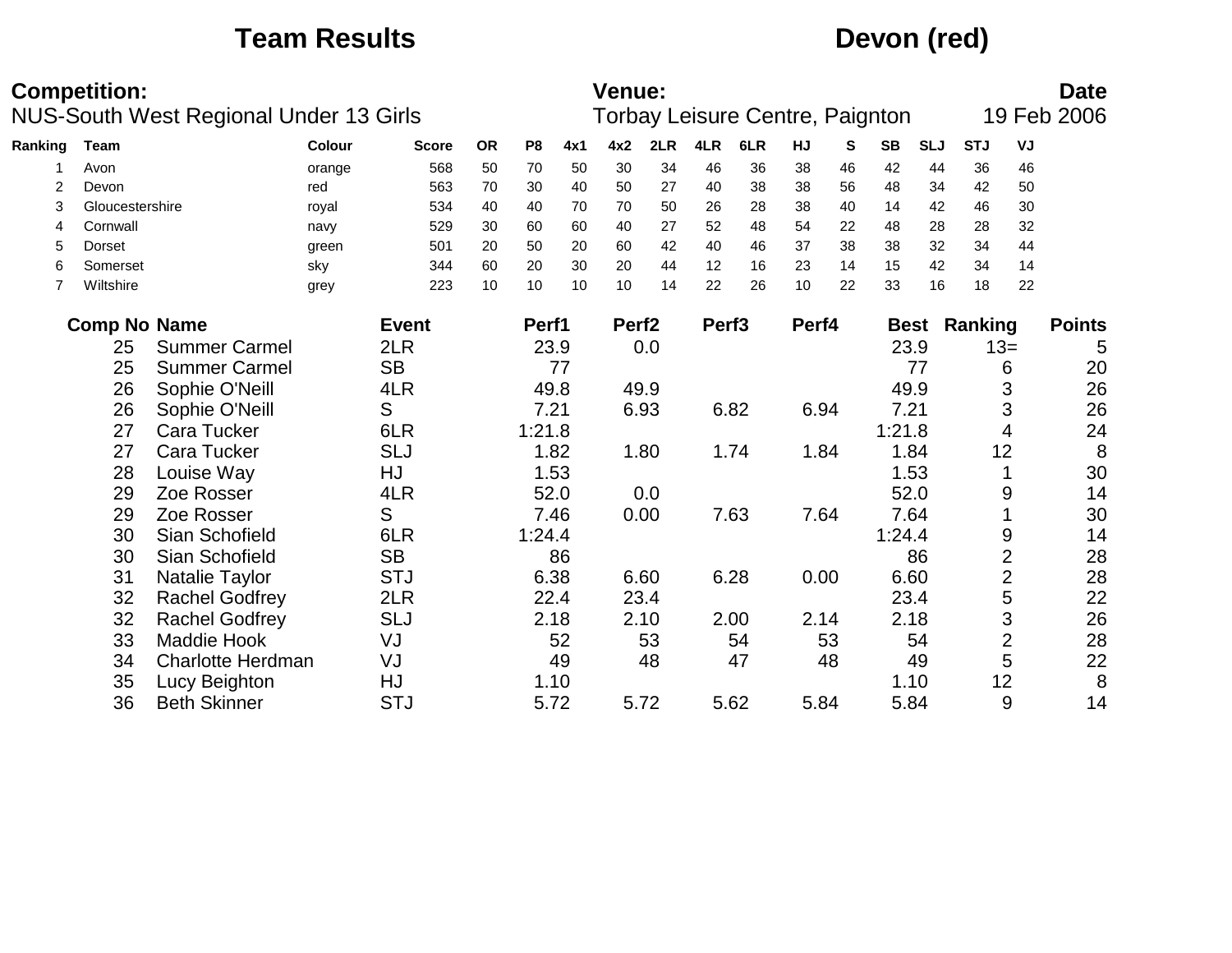# Team Results — Devon (red)

**Competition:**
NUS-South West Regional Under 13 Girls

**Venue:**
Torbay Leisure Centre, Paignton

**Date**
19 Feb 2006

| Ranking | Team | Colour | Score | OR | P8 | 4x1 | 4x2 | 2LR | 4LR | 6LR | HJ | S | SB | SLJ | STJ | VJ |
|---|---|---|---|---|---|---|---|---|---|---|---|---|---|---|---|---|
| 1 | Avon | orange | 568 | 50 | 70 | 50 | 30 | 34 | 46 | 36 | 38 | 46 | 42 | 44 | 36 | 46 |
| 2 | Devon | red | 563 | 70 | 30 | 40 | 50 | 27 | 40 | 38 | 38 | 56 | 48 | 34 | 42 | 50 |
| 3 | Gloucestershire | royal | 534 | 40 | 40 | 70 | 70 | 50 | 26 | 28 | 38 | 40 | 14 | 42 | 46 | 30 |
| 4 | Cornwall | navy | 529 | 30 | 60 | 60 | 40 | 27 | 52 | 48 | 54 | 22 | 48 | 28 | 28 | 32 |
| 5 | Dorset | green | 501 | 20 | 50 | 20 | 60 | 42 | 40 | 46 | 37 | 38 | 38 | 32 | 34 | 44 |
| 6 | Somerset | sky | 344 | 60 | 20 | 30 | 20 | 44 | 12 | 16 | 23 | 14 | 15 | 42 | 34 | 14 |
| 7 | Wiltshire | grey | 223 | 10 | 10 | 10 | 10 | 14 | 22 | 26 | 10 | 22 | 33 | 16 | 18 | 22 |

| Comp No | Name | Event | Perf1 | Perf2 | Perf3 | Perf4 | Best | Ranking | Points |
|---|---|---|---|---|---|---|---|---|---|
| 25 | Summer Carmel | 2LR | 23.9 | 0.0 | | | 23.9 | 13= | 5 |
| 25 | Summer Carmel | SB | 77 | | | | 77 | 6 | 20 |
| 26 | Sophie O'Neill | 4LR | 49.8 | 49.9 | | | 49.9 | 3 | 26 |
| 26 | Sophie O'Neill | S | 7.21 | 6.93 | 6.82 | 6.94 | 7.21 | 3 | 26 |
| 27 | Cara Tucker | 6LR | 1:21.8 | | | | 1:21.8 | 4 | 24 |
| 27 | Cara Tucker | SLJ | 1.82 | 1.80 | 1.74 | 1.84 | 1.84 | 12 | 8 |
| 28 | Louise Way | HJ | 1.53 | | | | 1.53 | 1 | 30 |
| 29 | Zoe Rosser | 4LR | 52.0 | 0.0 | | | 52.0 | 9 | 14 |
| 29 | Zoe Rosser | S | 7.46 | 0.00 | 7.63 | 7.64 | 7.64 | 1 | 30 |
| 30 | Sian Schofield | 6LR | 1:24.4 | | | | 1:24.4 | 9 | 14 |
| 30 | Sian Schofield | SB | 86 | | | | 86 | 2 | 28 |
| 31 | Natalie Taylor | STJ | 6.38 | 6.60 | 6.28 | 0.00 | 6.60 | 2 | 28 |
| 32 | Rachel Godfrey | 2LR | 22.4 | 23.4 | | | 23.4 | 5 | 22 |
| 32 | Rachel Godfrey | SLJ | 2.18 | 2.10 | 2.00 | 2.14 | 2.18 | 3 | 26 |
| 33 | Maddie Hook | VJ | 52 | 53 | 54 | 53 | 54 | 2 | 28 |
| 34 | Charlotte Herdman | VJ | 49 | 48 | 47 | 48 | 49 | 5 | 22 |
| 35 | Lucy Beighton | HJ | 1.10 | | | | 1.10 | 12 | 8 |
| 36 | Beth Skinner | STJ | 5.72 | 5.72 | 5.62 | 5.84 | 5.84 | 9 | 14 |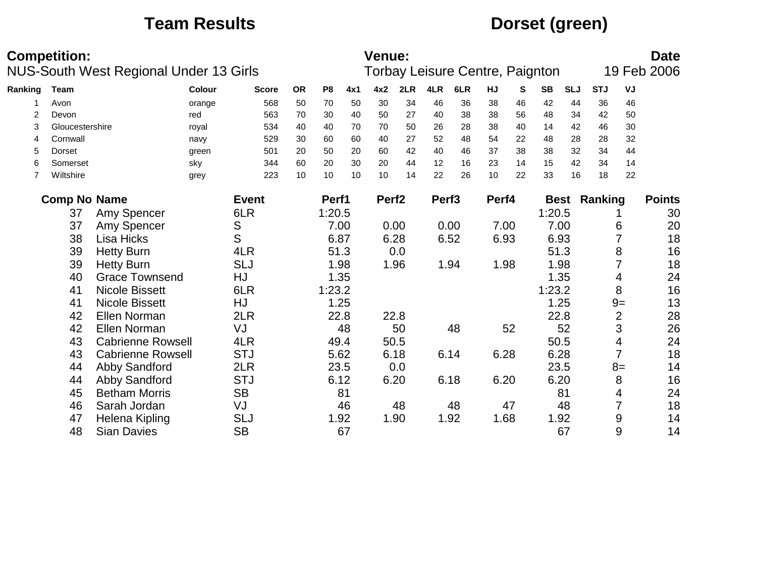# Team Results

## Dorset (green)

**Competition:**
NUS-South West Regional Under 13 Girls

**Venue:**
Torbay Leisure Centre, Paignton

**Date**
19 Feb 2006

| Ranking | Team | Colour | Score | OR | P8 | 4x1 | 4x2 | 2LR | 4LR | 6LR | HJ | S | SB | SLJ | STJ | VJ |
|---|---|---|---|---|---|---|---|---|---|---|---|---|---|---|---|---|
| 1 | Avon | orange | 568 | 50 | 70 | 50 | 30 | 34 | 46 | 36 | 38 | 46 | 42 | 44 | 36 | 46 |
| 2 | Devon | red | 563 | 70 | 30 | 40 | 50 | 27 | 40 | 38 | 38 | 56 | 48 | 34 | 42 | 50 |
| 3 | Gloucestershire | royal | 534 | 40 | 40 | 70 | 70 | 50 | 26 | 28 | 38 | 40 | 14 | 42 | 46 | 30 |
| 4 | Cornwall | navy | 529 | 30 | 60 | 60 | 40 | 27 | 52 | 48 | 54 | 22 | 48 | 28 | 28 | 32 |
| 5 | Dorset | green | 501 | 20 | 50 | 20 | 60 | 42 | 40 | 46 | 37 | 38 | 38 | 32 | 34 | 44 |
| 6 | Somerset | sky | 344 | 60 | 20 | 30 | 20 | 44 | 12 | 16 | 23 | 14 | 15 | 42 | 34 | 14 |
| 7 | Wiltshire | grey | 223 | 10 | 10 | 10 | 10 | 14 | 22 | 26 | 10 | 22 | 33 | 16 | 18 | 22 |

| Comp No | Name | Event | Perf1 | Perf2 | Perf3 | Perf4 | Best | Ranking | Points |
|---|---|---|---|---|---|---|---|---|---|
| 37 | Amy Spencer | 6LR | 1:20.5 | | | | 1:20.5 | 1 | 30 |
| 37 | Amy Spencer | S | 7.00 | 0.00 | 0.00 | 7.00 | 7.00 | 6 | 20 |
| 38 | Lisa Hicks | S | 6.87 | 6.28 | 6.52 | 6.93 | 6.93 | 7 | 18 |
| 39 | Hetty Burn | 4LR | 51.3 | 0.0 | | | 51.3 | 8 | 16 |
| 39 | Hetty Burn | SLJ | 1.98 | 1.96 | 1.94 | 1.98 | 1.98 | 7 | 18 |
| 40 | Grace Townsend | HJ | 1.35 | | | | 1.35 | 4 | 24 |
| 41 | Nicole Bissett | 6LR | 1:23.2 | | | | 1:23.2 | 8 | 16 |
| 41 | Nicole Bissett | HJ | 1.25 | | | | 1.25 | 9= | 13 |
| 42 | Ellen Norman | 2LR | 22.8 | 22.8 | | | 22.8 | 2 | 28 |
| 42 | Ellen Norman | VJ | 48 | 50 | 48 | 52 | 52 | 3 | 26 |
| 43 | Cabrienne Rowsell | 4LR | 49.4 | 50.5 | | | 50.5 | 4 | 24 |
| 43 | Cabrienne Rowsell | STJ | 5.62 | 6.18 | 6.14 | 6.28 | 6.28 | 7 | 18 |
| 44 | Abby Sandford | 2LR | 23.5 | 0.0 | | | 23.5 | 8= | 14 |
| 44 | Abby Sandford | STJ | 6.12 | 6.20 | 6.18 | 6.20 | 6.20 | 8 | 16 |
| 45 | Betham Morris | SB | 81 | | | | 81 | 4 | 24 |
| 46 | Sarah Jordan | VJ | 46 | 48 | 48 | 47 | 48 | 7 | 18 |
| 47 | Helena Kipling | SLJ | 1.92 | 1.90 | 1.92 | 1.68 | 1.92 | 9 | 14 |
| 48 | Sian Davies | SB | 67 | | | | 67 | 9 | 14 |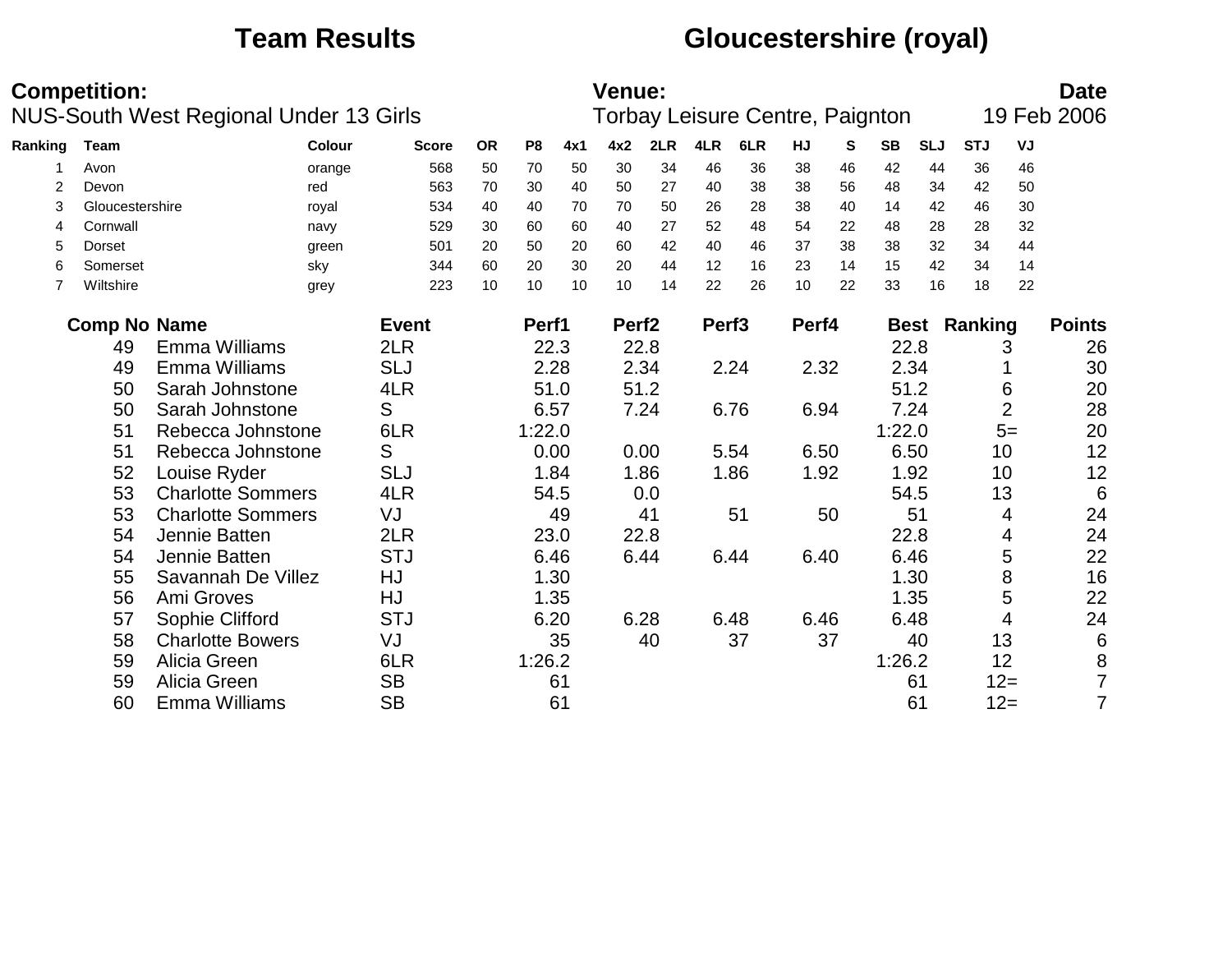# Team Results

## Gloucestershire (royal)

**Competition:**
NUS-South West Regional Under 13 Girls

**Venue:**
Torbay Leisure Centre, Paignton

**Date**
19 Feb 2006

| Ranking | Team | Colour | Score | OR | P8 | 4x1 | 4x2 | 2LR | 4LR | 6LR | HJ | S | SB | SLJ | STJ | VJ |
|---|---|---|---|---|---|---|---|---|---|---|---|---|---|---|---|---|
| 1 | Avon | orange | 568 | 50 | 70 | 50 | 30 | 34 | 46 | 36 | 38 | 46 | 42 | 44 | 36 | 46 |
| 2 | Devon | red | 563 | 70 | 30 | 40 | 50 | 27 | 40 | 38 | 38 | 56 | 48 | 34 | 42 | 50 |
| 3 | Gloucestershire | royal | 534 | 40 | 40 | 70 | 70 | 50 | 26 | 28 | 38 | 40 | 14 | 42 | 46 | 30 |
| 4 | Cornwall | navy | 529 | 30 | 60 | 60 | 40 | 27 | 52 | 48 | 54 | 22 | 48 | 28 | 28 | 32 |
| 5 | Dorset | green | 501 | 20 | 50 | 20 | 60 | 42 | 40 | 46 | 37 | 38 | 38 | 32 | 34 | 44 |
| 6 | Somerset | sky | 344 | 60 | 20 | 30 | 20 | 44 | 12 | 16 | 23 | 14 | 15 | 42 | 34 | 14 |
| 7 | Wiltshire | grey | 223 | 10 | 10 | 10 | 10 | 14 | 22 | 26 | 10 | 22 | 33 | 16 | 18 | 22 |

| Comp No | Name | Event | Perf1 | Perf2 | Perf3 | Perf4 | Best | Ranking | Points |
|---|---|---|---|---|---|---|---|---|---|
| 49 | Emma Williams | 2LR | 22.3 | 22.8 | | | 22.8 | 3 | 26 |
| 49 | Emma Williams | SLJ | 2.28 | 2.34 | 2.24 | 2.32 | 2.34 | 1 | 30 |
| 50 | Sarah Johnstone | 4LR | 51.0 | 51.2 | | | 51.2 | 6 | 20 |
| 50 | Sarah Johnstone | S | 6.57 | 7.24 | 6.76 | 6.94 | 7.24 | 2 | 28 |
| 51 | Rebecca Johnstone | 6LR | 1:22.0 | | | | 1:22.0 | 5= | 20 |
| 51 | Rebecca Johnstone | S | 0.00 | 0.00 | 5.54 | 6.50 | 6.50 | 10 | 12 |
| 52 | Louise Ryder | SLJ | 1.84 | 1.86 | 1.86 | 1.92 | 1.92 | 10 | 12 |
| 53 | Charlotte Sommers | 4LR | 54.5 | 0.0 | | | 54.5 | 13 | 6 |
| 53 | Charlotte Sommers | VJ | 49 | 41 | 51 | 50 | 51 | 4 | 24 |
| 54 | Jennie Batten | 2LR | 23.0 | 22.8 | | | 22.8 | 4 | 24 |
| 54 | Jennie Batten | STJ | 6.46 | 6.44 | 6.44 | 6.40 | 6.46 | 5 | 22 |
| 55 | Savannah De Villez | HJ | 1.30 | | | | 1.30 | 8 | 16 |
| 56 | Ami Groves | HJ | 1.35 | | | | 1.35 | 5 | 22 |
| 57 | Sophie Clifford | STJ | 6.20 | 6.28 | 6.48 | 6.46 | 6.48 | 4 | 24 |
| 58 | Charlotte Bowers | VJ | 35 | 40 | 37 | 37 | 40 | 13 | 6 |
| 59 | Alicia Green | 6LR | 1:26.2 | | | | 1:26.2 | 12 | 8 |
| 59 | Alicia Green | SB | 61 | | | | 61 | 12= | 7 |
| 60 | Emma Williams | SB | 61 | | | | 61 | 12= | 7 |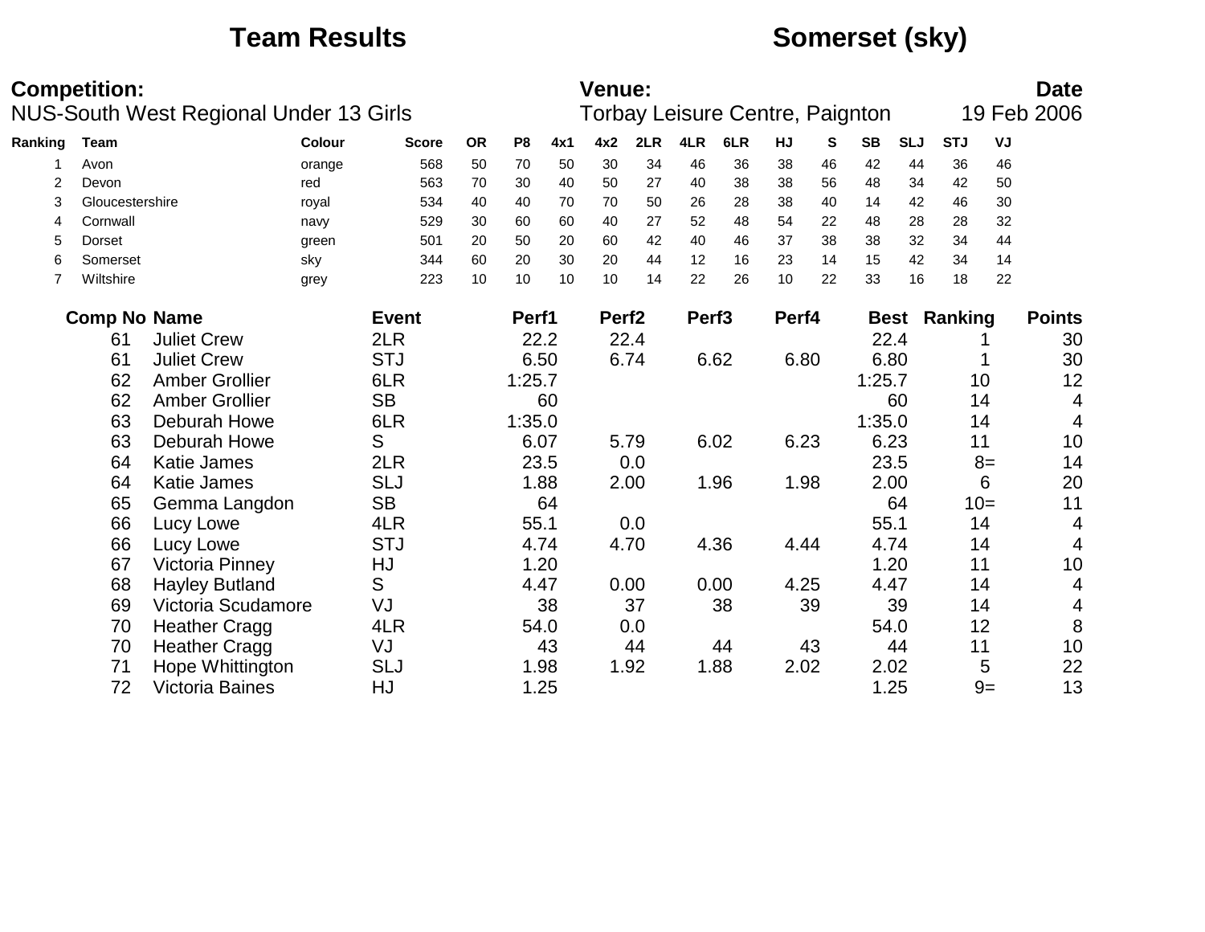# Team Results

# Somerset (sky)

**Competition:**
NUS-South West Regional Under 13 Girls

**Venue:**
Torbay Leisure Centre, Paignton

**Date**
19 Feb 2006

| Ranking | Team | Colour | Score | OR | P8 | 4x1 | 4x2 | 2LR | 4LR | 6LR | HJ | S | SB | SLJ | STJ | VJ |
|---|---|---|---|---|---|---|---|---|---|---|---|---|---|---|---|---|
| 1 | Avon | orange | 568 | 50 | 70 | 50 | 30 | 34 | 46 | 36 | 38 | 46 | 42 | 44 | 36 | 46 |
| 2 | Devon | red | 563 | 70 | 30 | 40 | 50 | 27 | 40 | 38 | 38 | 56 | 48 | 34 | 42 | 50 |
| 3 | Gloucestershire | royal | 534 | 40 | 40 | 70 | 70 | 50 | 26 | 28 | 38 | 40 | 14 | 42 | 46 | 30 |
| 4 | Cornwall | navy | 529 | 30 | 60 | 60 | 40 | 27 | 52 | 48 | 54 | 22 | 48 | 28 | 28 | 32 |
| 5 | Dorset | green | 501 | 20 | 50 | 20 | 60 | 42 | 40 | 46 | 37 | 38 | 38 | 32 | 34 | 44 |
| 6 | Somerset | sky | 344 | 60 | 20 | 30 | 20 | 44 | 12 | 16 | 23 | 14 | 15 | 42 | 34 | 14 |
| 7 | Wiltshire | grey | 223 | 10 | 10 | 10 | 10 | 14 | 22 | 26 | 10 | 22 | 33 | 16 | 18 | 22 |

| Comp No | Name | Event | Perf1 | Perf2 | Perf3 | Perf4 | Best | Ranking | Points |
|---|---|---|---|---|---|---|---|---|---|
| 61 | Juliet Crew | 2LR | 22.2 | 22.4 | | | 22.4 | 1 | 30 |
| 61 | Juliet Crew | STJ | 6.50 | 6.74 | 6.62 | 6.80 | 6.80 | 1 | 30 |
| 62 | Amber Grollier | 6LR | 1:25.7 | | | | 1:25.7 | 10 | 12 |
| 62 | Amber Grollier | SB | 60 | | | | 60 | 14 | 4 |
| 63 | Deburah Howe | 6LR | 1:35.0 | | | | 1:35.0 | 14 | 4 |
| 63 | Deburah Howe | S | 6.07 | 5.79 | 6.02 | 6.23 | 6.23 | 11 | 10 |
| 64 | Katie James | 2LR | 23.5 | 0.0 | | | 23.5 | 8= | 14 |
| 64 | Katie James | SLJ | 1.88 | 2.00 | 1.96 | 1.98 | 2.00 | 6 | 20 |
| 65 | Gemma Langdon | SB | 64 | | | | 64 | 10= | 11 |
| 66 | Lucy Lowe | 4LR | 55.1 | 0.0 | | | 55.1 | 14 | 4 |
| 66 | Lucy Lowe | STJ | 4.74 | 4.70 | 4.36 | 4.44 | 4.74 | 14 | 4 |
| 67 | Victoria Pinney | HJ | 1.20 | | | | 1.20 | 11 | 10 |
| 68 | Hayley Butland | S | 4.47 | 0.00 | 0.00 | 4.25 | 4.47 | 14 | 4 |
| 69 | Victoria Scudamore | VJ | 38 | 37 | 38 | 39 | 39 | 14 | 4 |
| 70 | Heather Cragg | 4LR | 54.0 | 0.0 | | | 54.0 | 12 | 8 |
| 70 | Heather Cragg | VJ | 43 | 44 | 44 | 43 | 44 | 11 | 10 |
| 71 | Hope Whittington | SLJ | 1.98 | 1.92 | 1.88 | 2.02 | 2.02 | 5 | 22 |
| 72 | Victoria Baines | HJ | 1.25 | | | | 1.25 | 9= | 13 |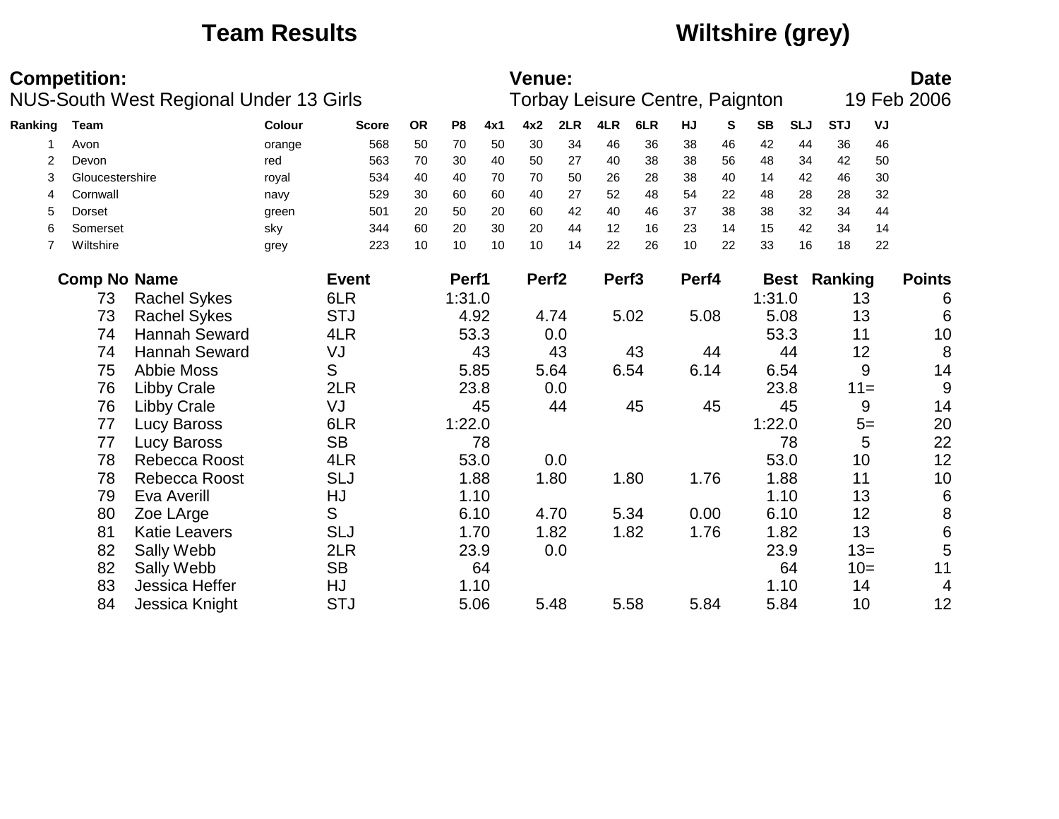# Team Results

# Wiltshire (grey)

**Competition:**
NUS-South West Regional Under 13 Girls

**Venue:**
Torbay Leisure Centre, Paignton

**Date**
19 Feb 2006

| Ranking | Team | Colour | Score | OR | P8 | 4x1 | 4x2 | 2LR | 4LR | 6LR | HJ | S | SB | SLJ | STJ | VJ |
|---|---|---|---|---|---|---|---|---|---|---|---|---|---|---|---|---|
| 1 | Avon | orange | 568 | 50 | 70 | 50 | 30 | 34 | 46 | 36 | 38 | 46 | 42 | 44 | 36 | 46 |
| 2 | Devon | red | 563 | 70 | 30 | 40 | 50 | 27 | 40 | 38 | 38 | 56 | 48 | 34 | 42 | 50 |
| 3 | Gloucestershire | royal | 534 | 40 | 40 | 70 | 70 | 50 | 26 | 28 | 38 | 40 | 14 | 42 | 46 | 30 |
| 4 | Cornwall | navy | 529 | 30 | 60 | 60 | 40 | 27 | 52 | 48 | 54 | 22 | 48 | 28 | 28 | 32 |
| 5 | Dorset | green | 501 | 20 | 50 | 20 | 60 | 42 | 40 | 46 | 37 | 38 | 38 | 32 | 34 | 44 |
| 6 | Somerset | sky | 344 | 60 | 20 | 30 | 20 | 44 | 12 | 16 | 23 | 14 | 15 | 42 | 34 | 14 |
| 7 | Wiltshire | grey | 223 | 10 | 10 | 10 | 10 | 14 | 22 | 26 | 10 | 22 | 33 | 16 | 18 | 22 |

| Comp No | Name | Event | Perf1 | Perf2 | Perf3 | Perf4 | Best | Ranking | Points |
|---|---|---|---|---|---|---|---|---|---|
| 73 | Rachel Sykes | 6LR | 1:31.0 | | | | 1:31.0 | 13 | 6 |
| 73 | Rachel Sykes | STJ | 4.92 | 4.74 | 5.02 | 5.08 | 5.08 | 13 | 6 |
| 74 | Hannah Seward | 4LR | 53.3 | 0.0 | | | 53.3 | 11 | 10 |
| 74 | Hannah Seward | VJ | 43 | 43 | 43 | 44 | 44 | 12 | 8 |
| 75 | Abbie Moss | S | 5.85 | 5.64 | 6.54 | 6.14 | 6.54 | 9 | 14 |
| 76 | Libby Crale | 2LR | 23.8 | 0.0 | | | 23.8 | 11= | 9 |
| 76 | Libby Crale | VJ | 45 | 44 | 45 | 45 | 45 | 9 | 14 |
| 77 | Lucy Baross | 6LR | 1:22.0 | | | | 1:22.0 | 5= | 20 |
| 77 | Lucy Baross | SB | 78 | | | | 78 | 5 | 22 |
| 78 | Rebecca Roost | 4LR | 53.0 | 0.0 | | | 53.0 | 10 | 12 |
| 78 | Rebecca Roost | SLJ | 1.88 | 1.80 | 1.80 | 1.76 | 1.88 | 11 | 10 |
| 79 | Eva Averill | HJ | 1.10 | | | | 1.10 | 13 | 6 |
| 80 | Zoe LArge | S | 6.10 | 4.70 | 5.34 | 0.00 | 6.10 | 12 | 8 |
| 81 | Katie Leavers | SLJ | 1.70 | 1.82 | 1.82 | 1.76 | 1.82 | 13 | 6 |
| 82 | Sally Webb | 2LR | 23.9 | 0.0 | | | 23.9 | 13= | 5 |
| 82 | Sally Webb | SB | 64 | | | | 64 | 10= | 11 |
| 83 | Jessica Heffer | HJ | 1.10 | | | | 1.10 | 14 | 4 |
| 84 | Jessica Knight | STJ | 5.06 | 5.48 | 5.58 | 5.84 | 5.84 | 10 | 12 |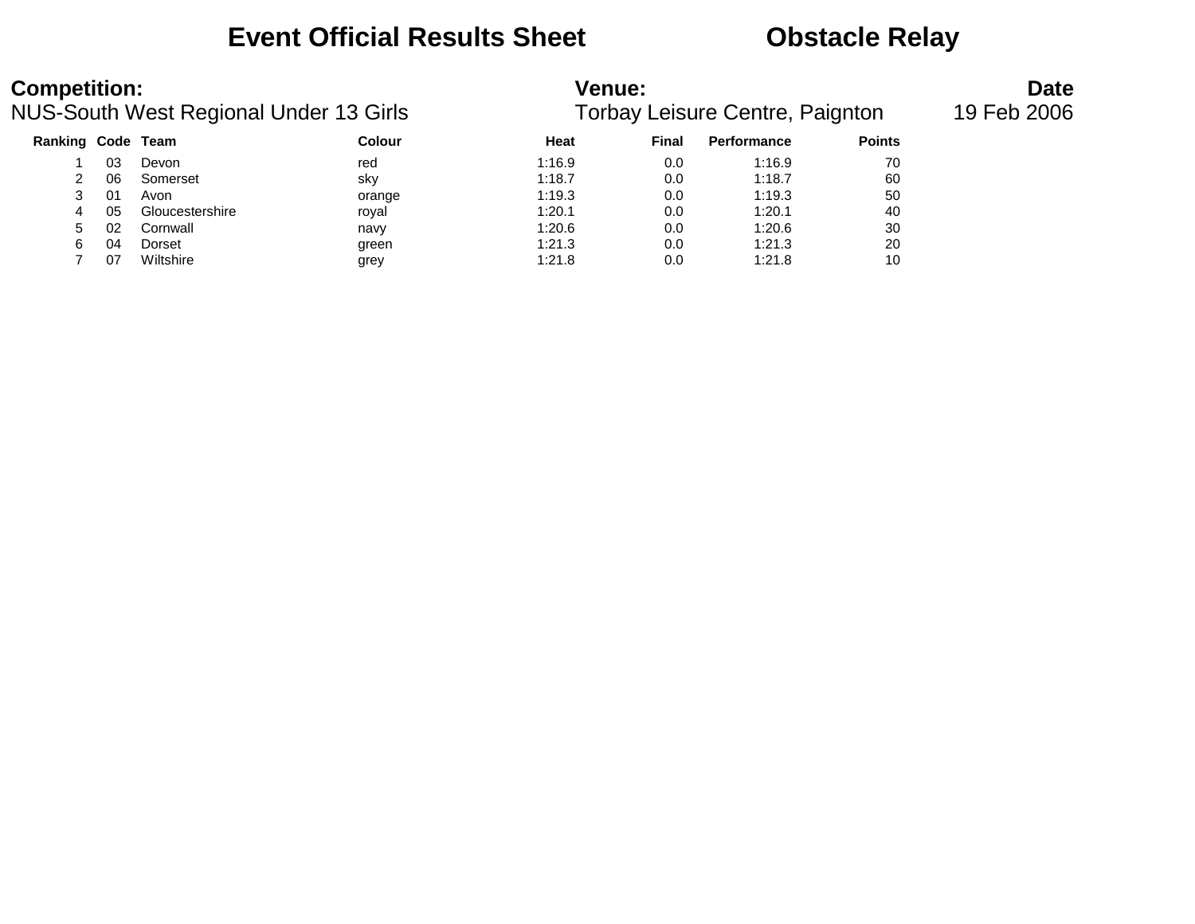# Event Official Results Sheet — Obstacle Relay

**Competition:**
NUS-South West Regional Under 13 Girls

**Venue:**
Torbay Leisure Centre, Paignton

**Date**
19 Feb 2006

| Ranking | Code | Team | Colour | Heat | Final | Performance | Points |
|---|---|---|---|---|---|---|---|
| 1 | 03 | Devon | red | 1:16.9 | 0.0 | 1:16.9 | 70 |
| 2 | 06 | Somerset | sky | 1:18.7 | 0.0 | 1:18.7 | 60 |
| 3 | 01 | Avon | orange | 1:19.3 | 0.0 | 1:19.3 | 50 |
| 4 | 05 | Gloucestershire | royal | 1:20.1 | 0.0 | 1:20.1 | 40 |
| 5 | 02 | Cornwall | navy | 1:20.6 | 0.0 | 1:20.6 | 30 |
| 6 | 04 | Dorset | green | 1:21.3 | 0.0 | 1:21.3 | 20 |
| 7 | 07 | Wiltshire | grey | 1:21.8 | 0.0 | 1:21.8 | 10 |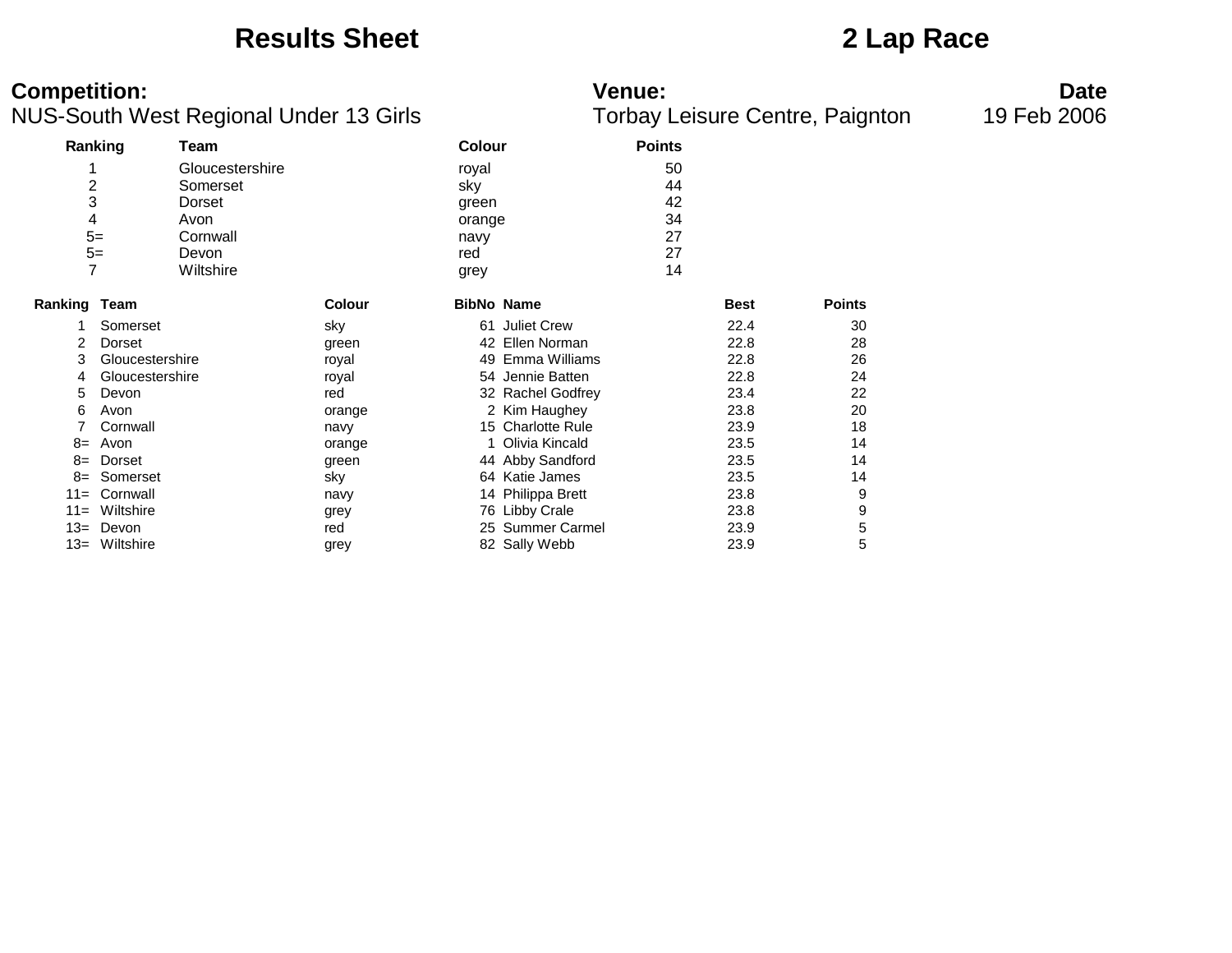# Results Sheet

# 2 Lap Race

**Competition:**
NUS-South West Regional Under 13 Girls

**Venue:**
Torbay Leisure Centre, Paignton

**Date**
19 Feb 2006

| Ranking | Team | Colour | Points |
|---|---|---|---|
| 1 | Gloucestershire | royal | 50 |
| 2 | Somerset | sky | 44 |
| 3 | Dorset | green | 42 |
| 4 | Avon | orange | 34 |
| 5= | Cornwall | navy | 27 |
| 5= | Devon | red | 27 |
| 7 | Wiltshire | grey | 14 |

| Ranking | Team | Colour | BibNo | Name | Best | Points |
|---|---|---|---|---|---|---|
| 1 | Somerset | sky | 61 | Juliet Crew | 22.4 | 30 |
| 2 | Dorset | green | 42 | Ellen Norman | 22.8 | 28 |
| 3 | Gloucestershire | royal | 49 | Emma Williams | 22.8 | 26 |
| 4 | Gloucestershire | royal | 54 | Jennie Batten | 22.8 | 24 |
| 5 | Devon | red | 32 | Rachel Godfrey | 23.4 | 22 |
| 6 | Avon | orange | 2 | Kim Haughey | 23.8 | 20 |
| 7 | Cornwall | navy | 15 | Charlotte Rule | 23.9 | 18 |
| 8= | Avon | orange | 1 | Olivia Kincald | 23.5 | 14 |
| 8= | Dorset | green | 44 | Abby Sandford | 23.5 | 14 |
| 8= | Somerset | sky | 64 | Katie James | 23.5 | 14 |
| 11= | Cornwall | navy | 14 | Philippa Brett | 23.8 | 9 |
| 11= | Wiltshire | grey | 76 | Libby Crale | 23.8 | 9 |
| 13= | Devon | red | 25 | Summer Carmel | 23.9 | 5 |
| 13= | Wiltshire | grey | 82 | Sally Webb | 23.9 | 5 |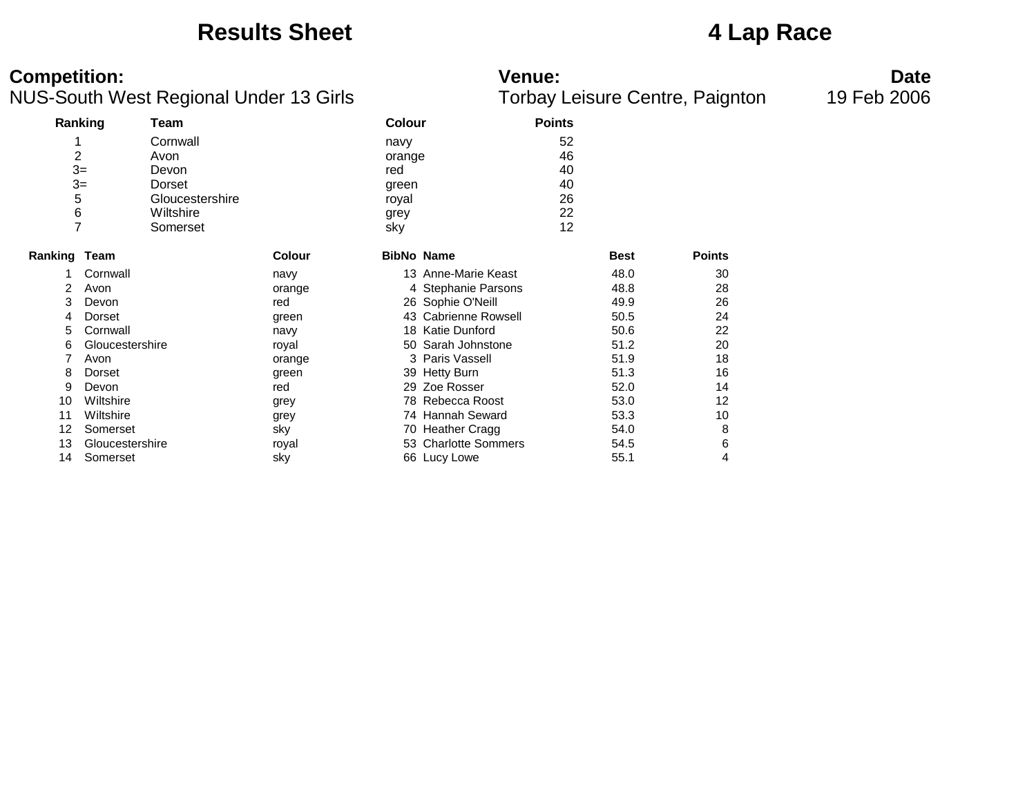# Results Sheet

# 4 Lap Race

**Competition:**
NUS-South West Regional Under 13 Girls

**Venue:**
Torbay Leisure Centre, Paignton

**Date**
19 Feb 2006

| Ranking | Team | Colour | Points |
|---|---|---|---|
| 1 | Cornwall | navy | 52 |
| 2 | Avon | orange | 46 |
| 3= | Devon | red | 40 |
| 3= | Dorset | green | 40 |
| 5 | Gloucestershire | royal | 26 |
| 6 | Wiltshire | grey | 22 |
| 7 | Somerset | sky | 12 |

| Ranking | Team | Colour | BibNo | Name | Best | Points |
|---|---|---|---|---|---|---|
| 1 | Cornwall | navy | 13 | Anne-Marie Keast | 48.0 | 30 |
| 2 | Avon | orange | 4 | Stephanie Parsons | 48.8 | 28 |
| 3 | Devon | red | 26 | Sophie O'Neill | 49.9 | 26 |
| 4 | Dorset | green | 43 | Cabrienne Rowsell | 50.5 | 24 |
| 5 | Cornwall | navy | 18 | Katie Dunford | 50.6 | 22 |
| 6 | Gloucestershire | royal | 50 | Sarah Johnstone | 51.2 | 20 |
| 7 | Avon | orange | 3 | Paris Vassell | 51.9 | 18 |
| 8 | Dorset | green | 39 | Hetty Burn | 51.3 | 16 |
| 9 | Devon | red | 29 | Zoe Rosser | 52.0 | 14 |
| 10 | Wiltshire | grey | 78 | Rebecca Roost | 53.0 | 12 |
| 11 | Wiltshire | grey | 74 | Hannah Seward | 53.3 | 10 |
| 12 | Somerset | sky | 70 | Heather Cragg | 54.0 | 8 |
| 13 | Gloucestershire | royal | 53 | Charlotte Sommers | 54.5 | 6 |
| 14 | Somerset | sky | 66 | Lucy Lowe | 55.1 | 4 |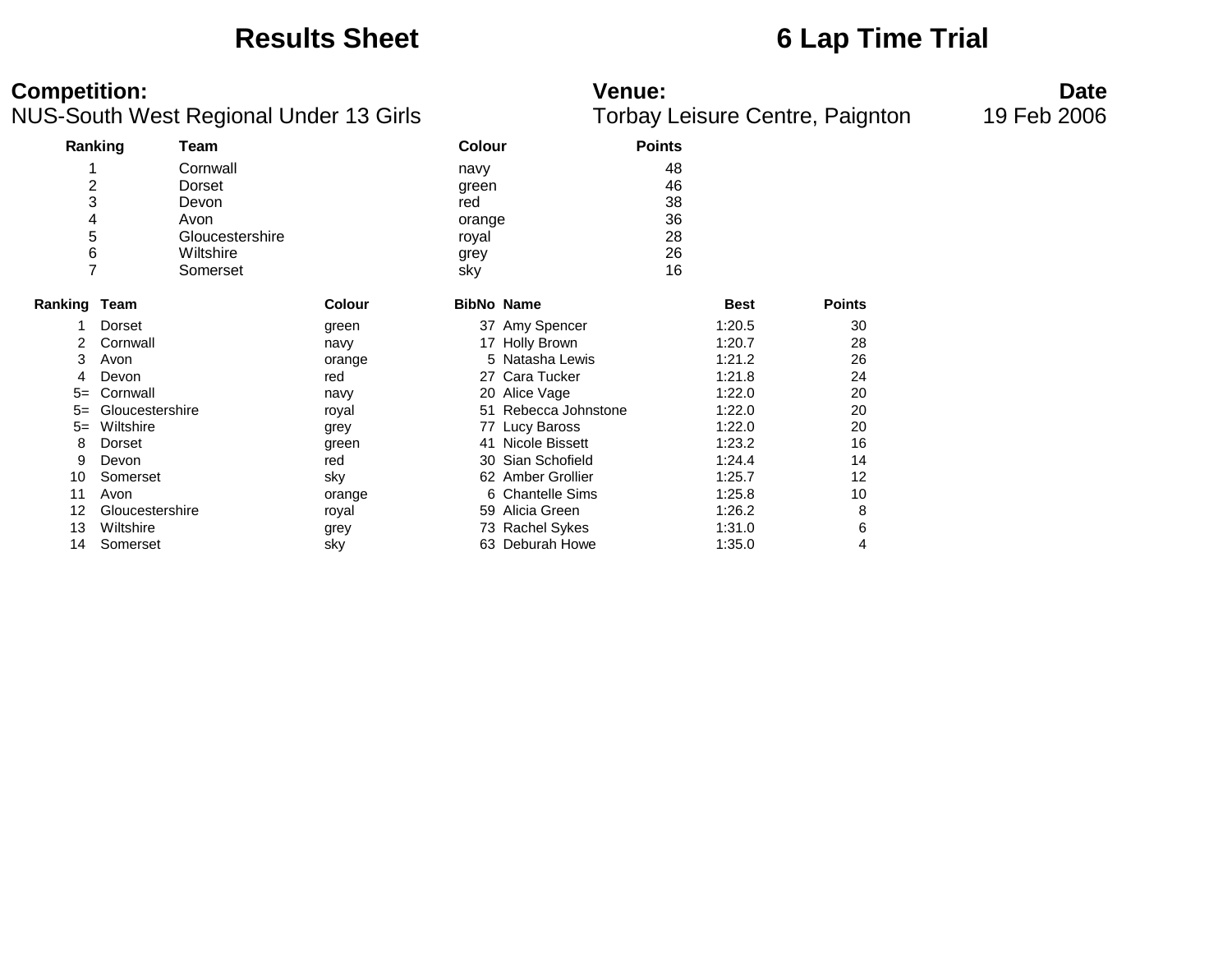# Results Sheet

# 6 Lap Time Trial

**Competition:**
NUS-South West Regional Under 13 Girls

**Venue:**
Torbay Leisure Centre, Paignton

**Date**
19 Feb 2006

| Ranking | Team | Colour | Points |
|---|---|---|---|
| 1 | Cornwall | navy | 48 |
| 2 | Dorset | green | 46 |
| 3 | Devon | red | 38 |
| 4 | Avon | orange | 36 |
| 5 | Gloucestershire | royal | 28 |
| 6 | Wiltshire | grey | 26 |
| 7 | Somerset | sky | 16 |

| Ranking | Team | Colour | BibNo | Name | Best | Points |
|---|---|---|---|---|---|---|
| 1 | Dorset | green | 37 | Amy Spencer | 1:20.5 | 30 |
| 2 | Cornwall | navy | 17 | Holly Brown | 1:20.7 | 28 |
| 3 | Avon | orange | 5 | Natasha Lewis | 1:21.2 | 26 |
| 4 | Devon | red | 27 | Cara Tucker | 1:21.8 | 24 |
| 5= | Cornwall | navy | 20 | Alice Vage | 1:22.0 | 20 |
| 5= | Gloucestershire | royal | 51 | Rebecca Johnstone | 1:22.0 | 20 |
| 5= | Wiltshire | grey | 77 | Lucy Baross | 1:22.0 | 20 |
| 8 | Dorset | green | 41 | Nicole Bissett | 1:23.2 | 16 |
| 9 | Devon | red | 30 | Sian Schofield | 1:24.4 | 14 |
| 10 | Somerset | sky | 62 | Amber Grollier | 1:25.7 | 12 |
| 11 | Avon | orange | 6 | Chantelle Sims | 1:25.8 | 10 |
| 12 | Gloucestershire | royal | 59 | Alicia Green | 1:26.2 | 8 |
| 13 | Wiltshire | grey | 73 | Rachel Sykes | 1:31.0 | 6 |
| 14 | Somerset | sky | 63 | Deburah Howe | 1:35.0 | 4 |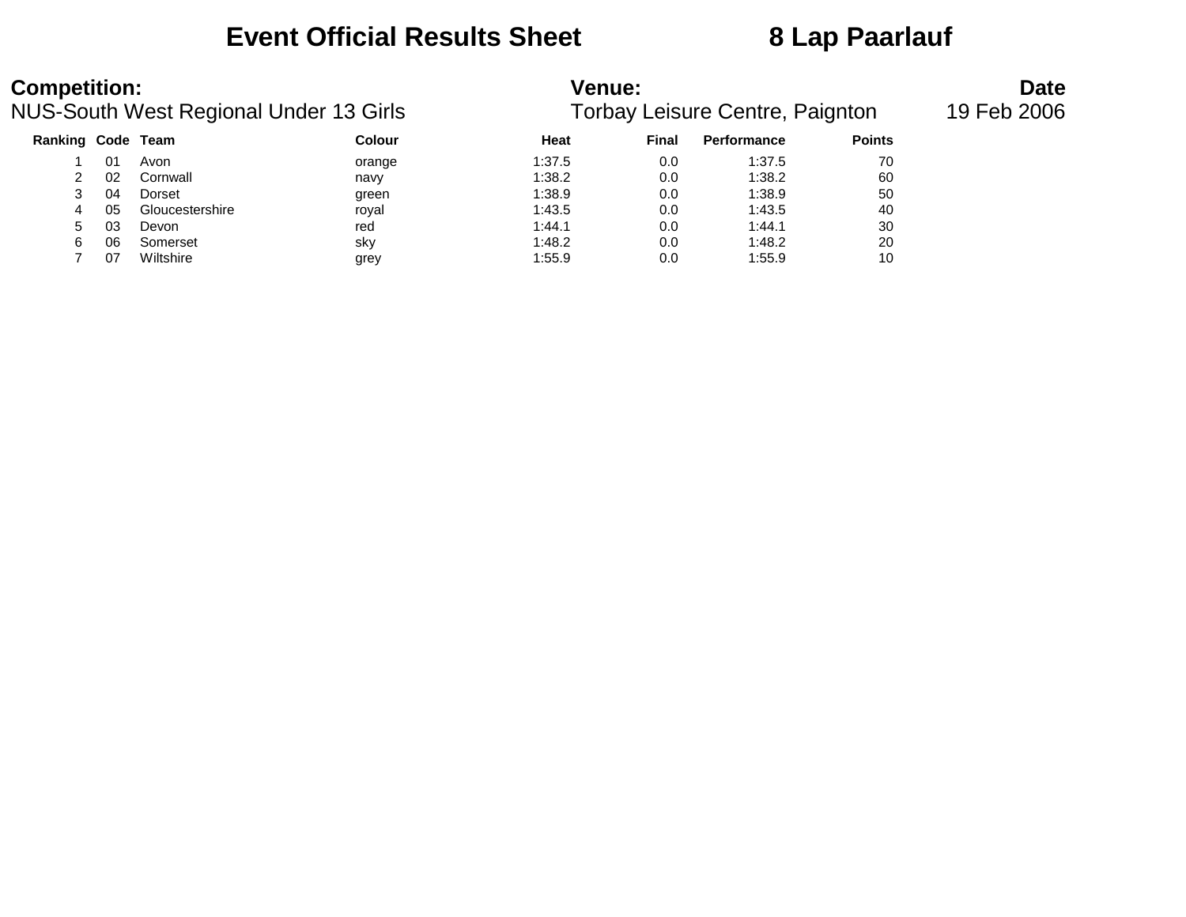# Event Official Results Sheet 8 Lap Paarlauf

**Competition:**
NUS-South West Regional Under 13 Girls

**Venue:**
Torbay Leisure Centre, Paignton

**Date**
19 Feb 2006

| Ranking | Code | Team | Colour | Heat | Final | Performance | Points |
|---|---|---|---|---|---|---|---|
| 1 | 01 | Avon | orange | 1:37.5 | 0.0 | 1:37.5 | 70 |
| 2 | 02 | Cornwall | navy | 1:38.2 | 0.0 | 1:38.2 | 60 |
| 3 | 04 | Dorset | green | 1:38.9 | 0.0 | 1:38.9 | 50 |
| 4 | 05 | Gloucestershire | royal | 1:43.5 | 0.0 | 1:43.5 | 40 |
| 5 | 03 | Devon | red | 1:44.1 | 0.0 | 1:44.1 | 30 |
| 6 | 06 | Somerset | sky | 1:48.2 | 0.0 | 1:48.2 | 20 |
| 7 | 07 | Wiltshire | grey | 1:55.9 | 0.0 | 1:55.9 | 10 |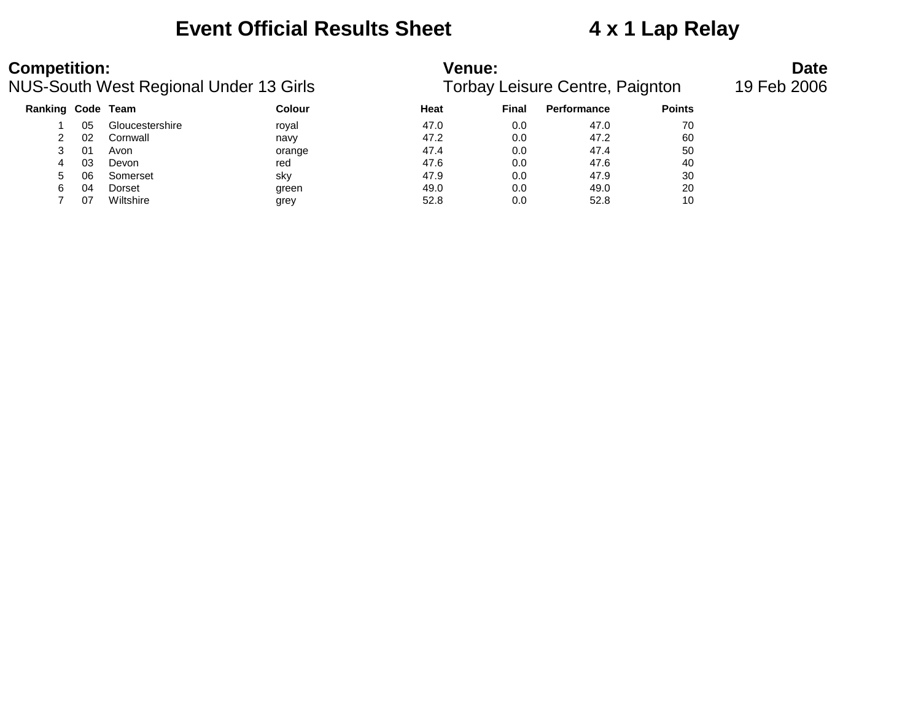# Event Official Results Sheet 4 x 1 Lap Relay

**Competition:**
NUS-South West Regional Under 13 Girls

**Venue:**
Torbay Leisure Centre, Paignton

**Date**
19 Feb 2006

| Ranking | Code | Team | Colour | Heat | Final | Performance | Points |
|---|---|---|---|---|---|---|---|
| 1 | 05 | Gloucestershire | royal | 47.0 | 0.0 | 47.0 | 70 |
| 2 | 02 | Cornwall | navy | 47.2 | 0.0 | 47.2 | 60 |
| 3 | 01 | Avon | orange | 47.4 | 0.0 | 47.4 | 50 |
| 4 | 03 | Devon | red | 47.6 | 0.0 | 47.6 | 40 |
| 5 | 06 | Somerset | sky | 47.9 | 0.0 | 47.9 | 30 |
| 6 | 04 | Dorset | green | 49.0 | 0.0 | 49.0 | 20 |
| 7 | 07 | Wiltshire | grey | 52.8 | 0.0 | 52.8 | 10 |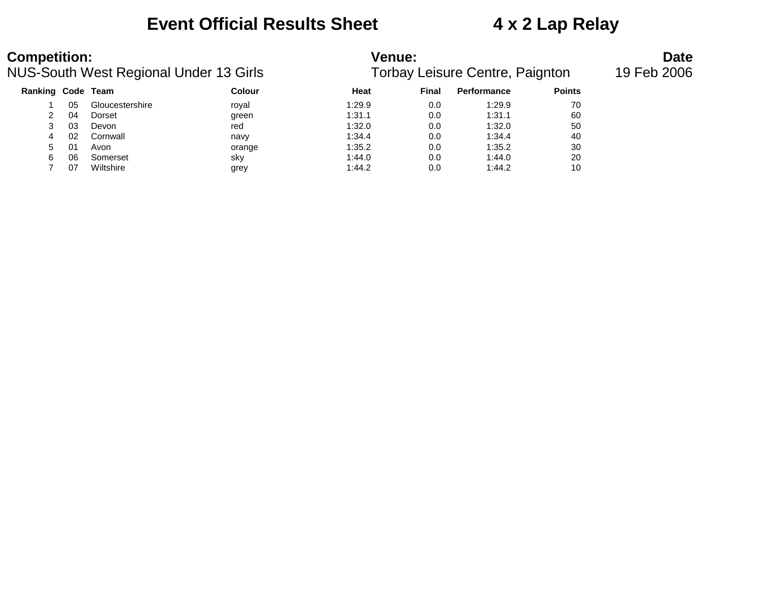# Event Official Results Sheet    4 x 2 Lap Relay

**Competition:**
NUS-South West Regional Under 13 Girls

**Venue:**
Torbay Leisure Centre, Paignton

**Date**
19 Feb 2006

| Ranking | Code | Team | Colour | Heat | Final | Performance | Points |
|---|---|---|---|---|---|---|---|
| 1 | 05 | Gloucestershire | royal | 1:29.9 | 0.0 | 1:29.9 | 70 |
| 2 | 04 | Dorset | green | 1:31.1 | 0.0 | 1:31.1 | 60 |
| 3 | 03 | Devon | red | 1:32.0 | 0.0 | 1:32.0 | 50 |
| 4 | 02 | Cornwall | navy | 1:34.4 | 0.0 | 1:34.4 | 40 |
| 5 | 01 | Avon | orange | 1:35.2 | 0.0 | 1:35.2 | 30 |
| 6 | 06 | Somerset | sky | 1:44.0 | 0.0 | 1:44.0 | 20 |
| 7 | 07 | Wiltshire | grey | 1:44.2 | 0.0 | 1:44.2 | 10 |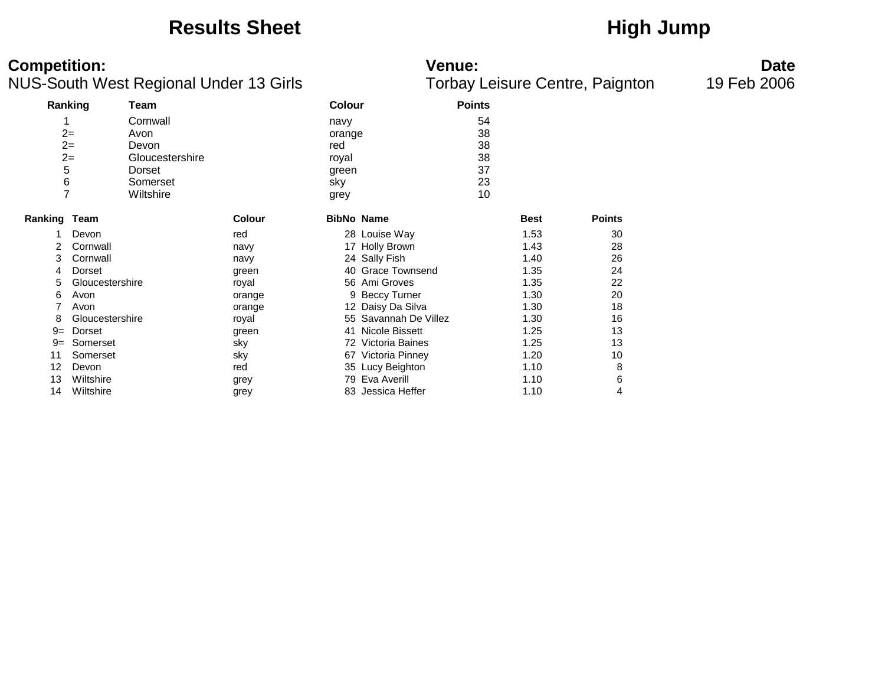# Results Sheet

# High Jump

**Competition:**
NUS-South West Regional Under 13 Girls

**Venue:**
Torbay Leisure Centre, Paignton

**Date**
19 Feb 2006

| Ranking | Team | Colour | Points |
|---|---|---|---|
| 1 | Cornwall | navy | 54 |
| 2= | Avon | orange | 38 |
| 2= | Devon | red | 38 |
| 2= | Gloucestershire | royal | 38 |
| 5 | Dorset | green | 37 |
| 6 | Somerset | sky | 23 |
| 7 | Wiltshire | grey | 10 |

| Ranking | Team | Colour | BibNo | Name | Best | Points |
|---|---|---|---|---|---|---|
| 1 | Devon | red | 28 | Louise Way | 1.53 | 30 |
| 2 | Cornwall | navy | 17 | Holly Brown | 1.43 | 28 |
| 3 | Cornwall | navy | 24 | Sally Fish | 1.40 | 26 |
| 4 | Dorset | green | 40 | Grace Townsend | 1.35 | 24 |
| 5 | Gloucestershire | royal | 56 | Ami Groves | 1.35 | 22 |
| 6 | Avon | orange | 9 | Beccy Turner | 1.30 | 20 |
| 7 | Avon | orange | 12 | Daisy Da Silva | 1.30 | 18 |
| 8 | Gloucestershire | royal | 55 | Savannah De Villez | 1.30 | 16 |
| 9= | Dorset | green | 41 | Nicole Bissett | 1.25 | 13 |
| 9= | Somerset | sky | 72 | Victoria Baines | 1.25 | 13 |
| 11 | Somerset | sky | 67 | Victoria Pinney | 1.20 | 10 |
| 12 | Devon | red | 35 | Lucy Beighton | 1.10 | 8 |
| 13 | Wiltshire | grey | 79 | Eva Averill | 1.10 | 6 |
| 14 | Wiltshire | grey | 83 | Jessica Heffer | 1.10 | 4 |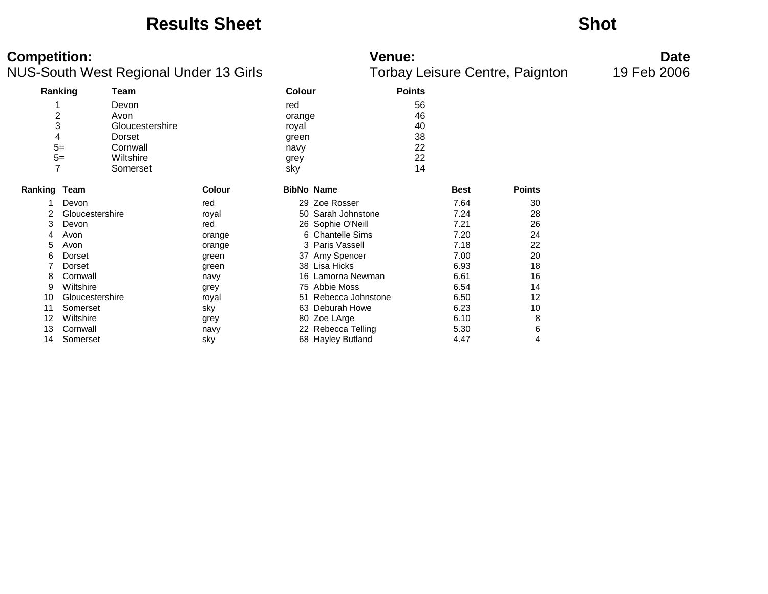# Results Sheet

# Shot

**Competition:**
NUS-South West Regional Under 13 Girls

**Venue:**
Torbay Leisure Centre, Paignton

**Date**
19 Feb 2006

| Ranking | Team | Colour | Points |
|---|---|---|---|
| 1 | Devon | red | 56 |
| 2 | Avon | orange | 46 |
| 3 | Gloucestershire | royal | 40 |
| 4 | Dorset | green | 38 |
| 5= | Cornwall | navy | 22 |
| 5= | Wiltshire | grey | 22 |
| 7 | Somerset | sky | 14 |

| Ranking | Team | Colour | BibNo | Name | Best | Points |
|---|---|---|---|---|---|---|
| 1 | Devon | red | 29 | Zoe Rosser | 7.64 | 30 |
| 2 | Gloucestershire | royal | 50 | Sarah Johnstone | 7.24 | 28 |
| 3 | Devon | red | 26 | Sophie O'Neill | 7.21 | 26 |
| 4 | Avon | orange | 6 | Chantelle Sims | 7.20 | 24 |
| 5 | Avon | orange | 3 | Paris Vassell | 7.18 | 22 |
| 6 | Dorset | green | 37 | Amy Spencer | 7.00 | 20 |
| 7 | Dorset | green | 38 | Lisa Hicks | 6.93 | 18 |
| 8 | Cornwall | navy | 16 | Lamorna Newman | 6.61 | 16 |
| 9 | Wiltshire | grey | 75 | Abbie Moss | 6.54 | 14 |
| 10 | Gloucestershire | royal | 51 | Rebecca Johnstone | 6.50 | 12 |
| 11 | Somerset | sky | 63 | Deburah Howe | 6.23 | 10 |
| 12 | Wiltshire | grey | 80 | Zoe LArge | 6.10 | 8 |
| 13 | Cornwall | navy | 22 | Rebecca Telling | 5.30 | 6 |
| 14 | Somerset | sky | 68 | Hayley Butland | 4.47 | 4 |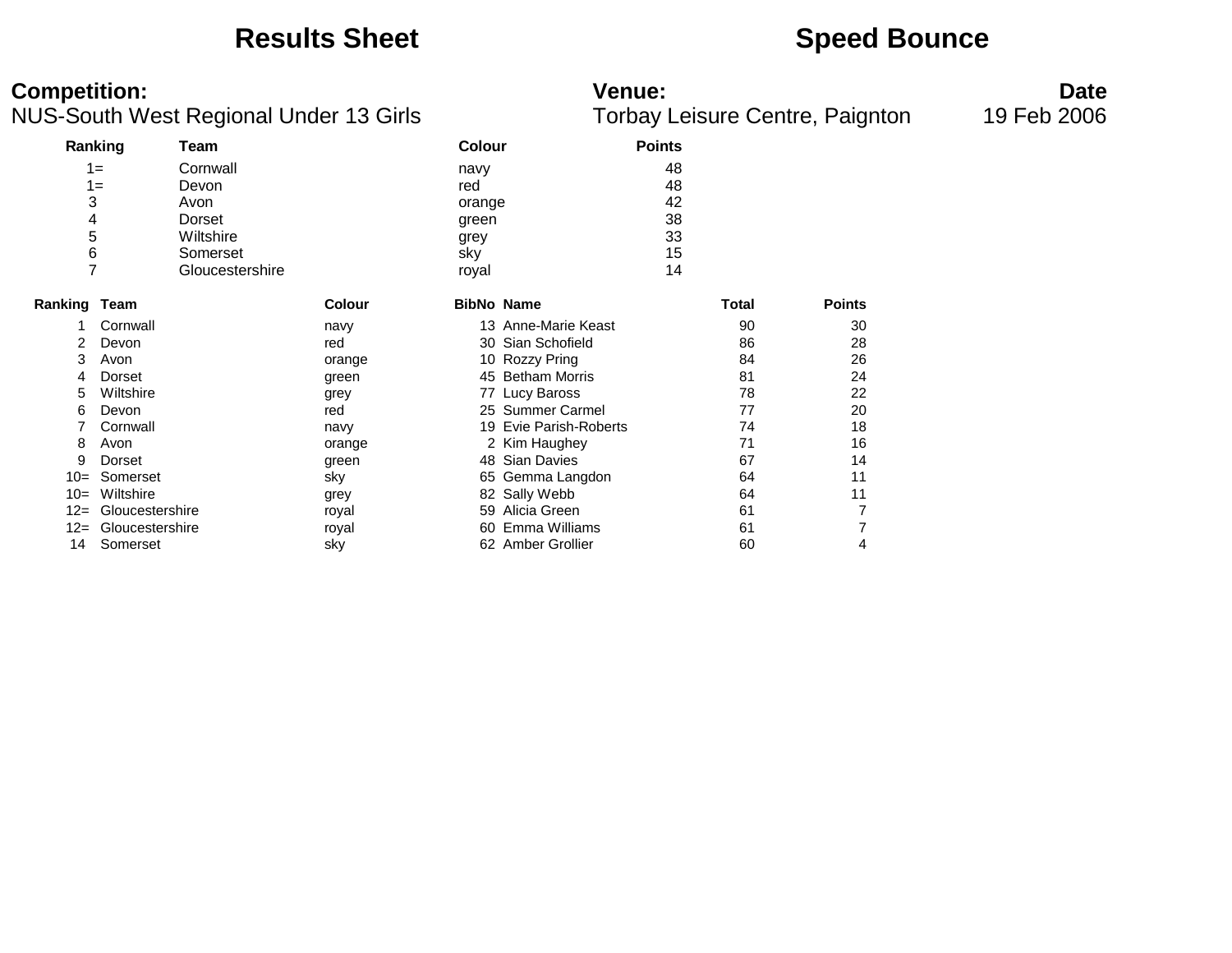# Results Sheet

# Speed Bounce

**Competition:**
NUS-South West Regional Under 13 Girls

**Venue:**
Torbay Leisure Centre, Paignton

**Date**
19 Feb 2006

| Ranking | Team | Colour | Points |
|---|---|---|---|
| 1= | Cornwall | navy | 48 |
| 1= | Devon | red | 48 |
| 3 | Avon | orange | 42 |
| 4 | Dorset | green | 38 |
| 5 | Wiltshire | grey | 33 |
| 6 | Somerset | sky | 15 |
| 7 | Gloucestershire | royal | 14 |

| Ranking | Team | Colour | BibNo | Name | Total | Points |
|---|---|---|---|---|---|---|
| 1 | Cornwall | navy | 13 | Anne-Marie Keast | 90 | 30 |
| 2 | Devon | red | 30 | Sian Schofield | 86 | 28 |
| 3 | Avon | orange | 10 | Rozzy Pring | 84 | 26 |
| 4 | Dorset | green | 45 | Betham Morris | 81 | 24 |
| 5 | Wiltshire | grey | 77 | Lucy Baross | 78 | 22 |
| 6 | Devon | red | 25 | Summer Carmel | 77 | 20 |
| 7 | Cornwall | navy | 19 | Evie Parish-Roberts | 74 | 18 |
| 8 | Avon | orange | 2 | Kim Haughey | 71 | 16 |
| 9 | Dorset | green | 48 | Sian Davies | 67 | 14 |
| 10= | Somerset | sky | 65 | Gemma Langdon | 64 | 11 |
| 10= | Wiltshire | grey | 82 | Sally Webb | 64 | 11 |
| 12= | Gloucestershire | royal | 59 | Alicia Green | 61 | 7 |
| 12= | Gloucestershire | royal | 60 | Emma Williams | 61 | 7 |
| 14 | Somerset | sky | 62 | Amber Grollier | 60 | 4 |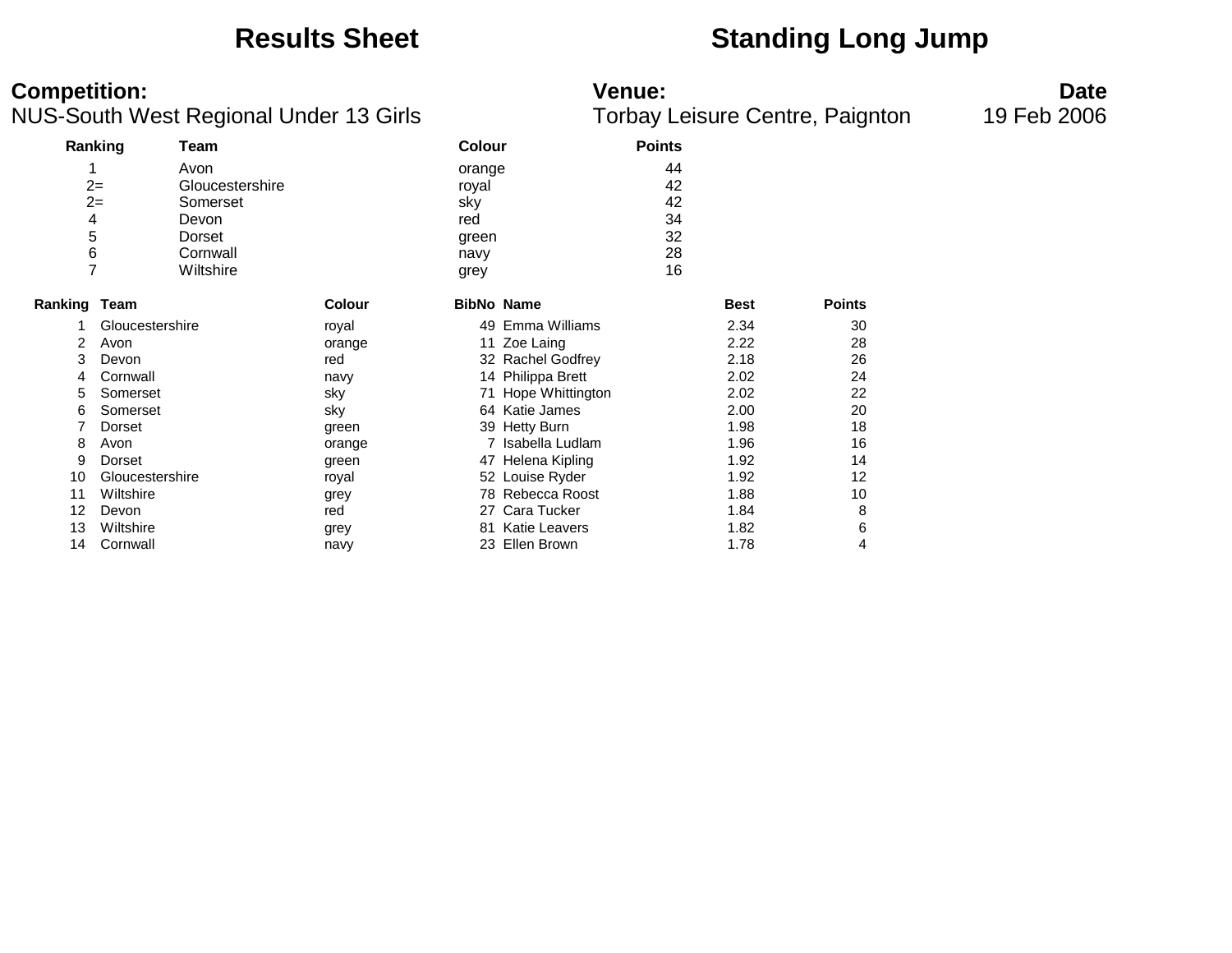# Results Sheet — Standing Long Jump

**Competition:**
NUS-South West Regional Under 13 Girls

**Venue:**
Torbay Leisure Centre, Paignton

**Date**
19 Feb 2006

| Ranking | Team | Colour | Points |
|---|---|---|---|
| 1 | Avon | orange | 44 |
| 2= | Gloucestershire | royal | 42 |
| 2= | Somerset | sky | 42 |
| 4 | Devon | red | 34 |
| 5 | Dorset | green | 32 |
| 6 | Cornwall | navy | 28 |
| 7 | Wiltshire | grey | 16 |

| Ranking | Team | Colour | BibNo | Name | Best | Points |
|---|---|---|---|---|---|---|
| 1 | Gloucestershire | royal | 49 | Emma Williams | 2.34 | 30 |
| 2 | Avon | orange | 11 | Zoe Laing | 2.22 | 28 |
| 3 | Devon | red | 32 | Rachel Godfrey | 2.18 | 26 |
| 4 | Cornwall | navy | 14 | Philippa Brett | 2.02 | 24 |
| 5 | Somerset | sky | 71 | Hope Whittington | 2.02 | 22 |
| 6 | Somerset | sky | 64 | Katie James | 2.00 | 20 |
| 7 | Dorset | green | 39 | Hetty Burn | 1.98 | 18 |
| 8 | Avon | orange | 7 | Isabella Ludlam | 1.96 | 16 |
| 9 | Dorset | green | 47 | Helena Kipling | 1.92 | 14 |
| 10 | Gloucestershire | royal | 52 | Louise Ryder | 1.92 | 12 |
| 11 | Wiltshire | grey | 78 | Rebecca Roost | 1.88 | 10 |
| 12 | Devon | red | 27 | Cara Tucker | 1.84 | 8 |
| 13 | Wiltshire | grey | 81 | Katie Leavers | 1.82 | 6 |
| 14 | Cornwall | navy | 23 | Ellen Brown | 1.78 | 4 |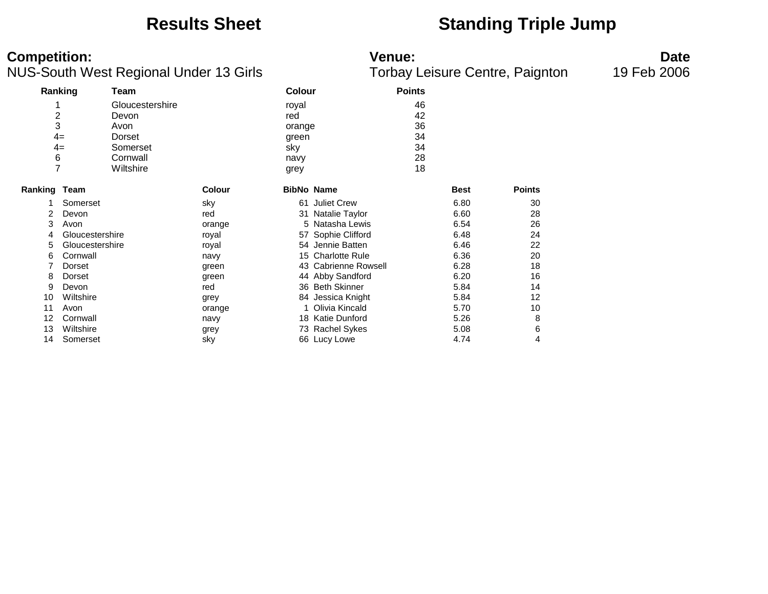# Results Sheet

# Standing Triple Jump

**Competition:**
NUS-South West Regional Under 13 Girls

**Venue:**
Torbay Leisure Centre, Paignton

**Date**
19 Feb 2006

| Ranking | Team | Colour | Points |
|---|---|---|---|
| 1 | Gloucestershire | royal | 46 |
| 2 | Devon | red | 42 |
| 3 | Avon | orange | 36 |
| 4= | Dorset | green | 34 |
| 4= | Somerset | sky | 34 |
| 6 | Cornwall | navy | 28 |
| 7 | Wiltshire | grey | 18 |

| Ranking | Team | Colour | BibNo | Name | Best | Points |
|---|---|---|---|---|---|---|
| 1 | Somerset | sky | 61 | Juliet Crew | 6.80 | 30 |
| 2 | Devon | red | 31 | Natalie Taylor | 6.60 | 28 |
| 3 | Avon | orange | 5 | Natasha Lewis | 6.54 | 26 |
| 4 | Gloucestershire | royal | 57 | Sophie Clifford | 6.48 | 24 |
| 5 | Gloucestershire | royal | 54 | Jennie Batten | 6.46 | 22 |
| 6 | Cornwall | navy | 15 | Charlotte Rule | 6.36 | 20 |
| 7 | Dorset | green | 43 | Cabrienne Rowsell | 6.28 | 18 |
| 8 | Dorset | green | 44 | Abby Sandford | 6.20 | 16 |
| 9 | Devon | red | 36 | Beth Skinner | 5.84 | 14 |
| 10 | Wiltshire | grey | 84 | Jessica Knight | 5.84 | 12 |
| 11 | Avon | orange | 1 | Olivia Kincald | 5.70 | 10 |
| 12 | Cornwall | navy | 18 | Katie Dunford | 5.26 | 8 |
| 13 | Wiltshire | grey | 73 | Rachel Sykes | 5.08 | 6 |
| 14 | Somerset | sky | 66 | Lucy Lowe | 4.74 | 4 |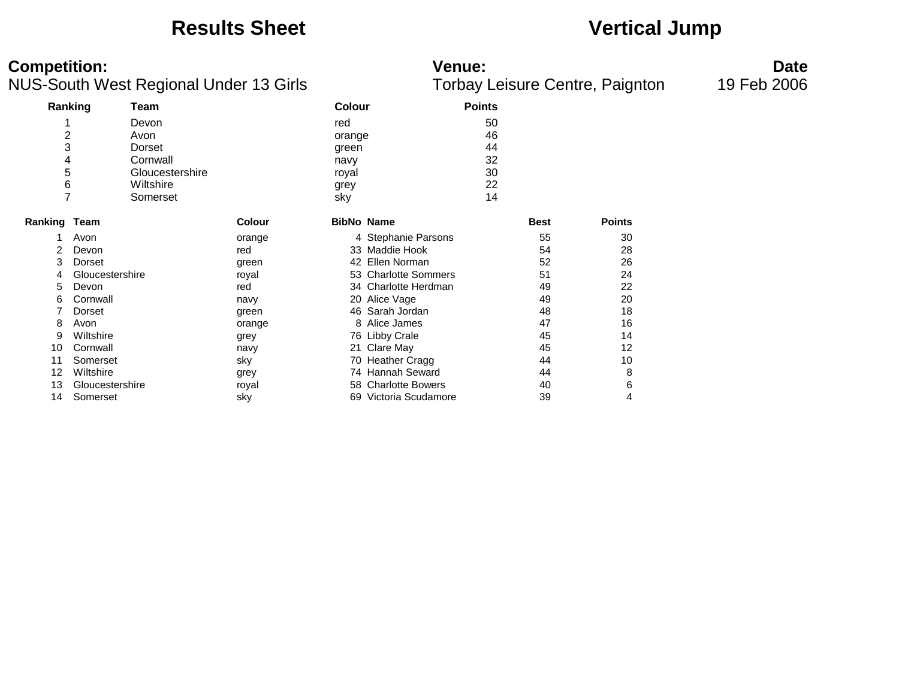# Results Sheet

# Vertical Jump

**Competition:** NUS-South West Regional Under 13 Girls

**Venue:** Torbay Leisure Centre, Paignton

**Date** 19 Feb 2006

| Ranking | Team | Colour | Points |
|---|---|---|---|
| 1 | Devon | red | 50 |
| 2 | Avon | orange | 46 |
| 3 | Dorset | green | 44 |
| 4 | Cornwall | navy | 32 |
| 5 | Gloucestershire | royal | 30 |
| 6 | Wiltshire | grey | 22 |
| 7 | Somerset | sky | 14 |

| Ranking | Team | Colour | BibNo | Name | Best | Points |
|---|---|---|---|---|---|---|
| 1 | Avon | orange | 4 | Stephanie Parsons | 55 | 30 |
| 2 | Devon | red | 33 | Maddie Hook | 54 | 28 |
| 3 | Dorset | green | 42 | Ellen Norman | 52 | 26 |
| 4 | Gloucestershire | royal | 53 | Charlotte Sommers | 51 | 24 |
| 5 | Devon | red | 34 | Charlotte Herdman | 49 | 22 |
| 6 | Cornwall | navy | 20 | Alice Vage | 49 | 20 |
| 7 | Dorset | green | 46 | Sarah Jordan | 48 | 18 |
| 8 | Avon | orange | 8 | Alice James | 47 | 16 |
| 9 | Wiltshire | grey | 76 | Libby Crale | 45 | 14 |
| 10 | Cornwall | navy | 21 | Clare May | 45 | 12 |
| 11 | Somerset | sky | 70 | Heather Cragg | 44 | 10 |
| 12 | Wiltshire | grey | 74 | Hannah Seward | 44 | 8 |
| 13 | Gloucestershire | royal | 58 | Charlotte Bowers | 40 | 6 |
| 14 | Somerset | sky | 69 | Victoria Scudamore | 39 | 4 |